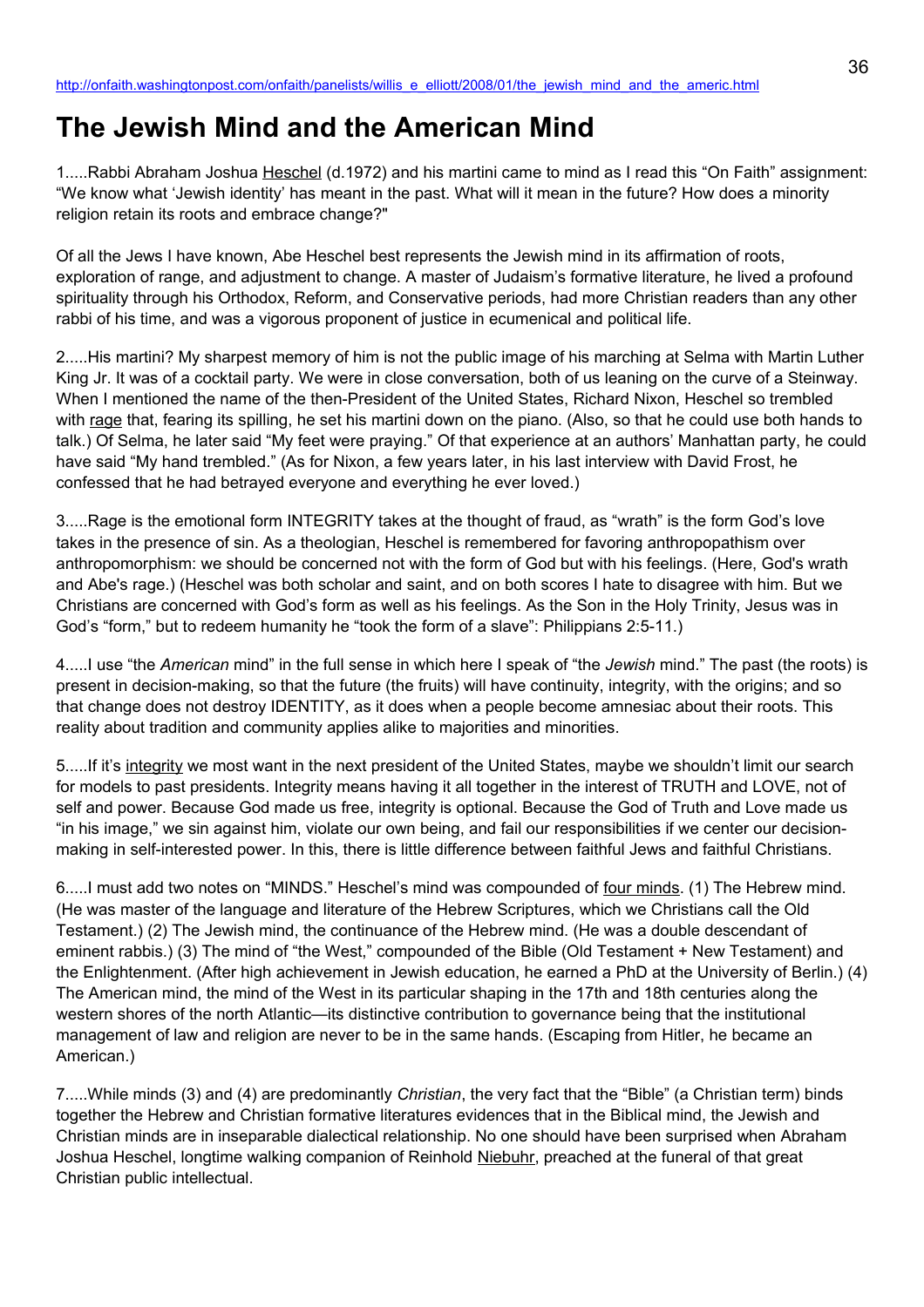http://onfaith.washingtonpost.com/onfaith/panelists/willis_e_elliott/2008/01/the_jewish_mind_and_the_americ.html

# The Jewish Mind and the American Mind

1.....Rabbi Abraham Joshua Heschel (d.1972) and his martini came to mind as I read this "On Faith" assignment: "We know what 'Jewish identity' has meant in the past. What will it mean in the future? How does a minority religion retain its roots and embrace change?"

Of all the Jews I have known, Abe Heschel best represents the Jewish mind in its affirmation of roots, exploration of range, and adjustment to change. A master of Judaism's formative literature, he lived a profound spirituality through his Orthodox, Reform, and Conservative periods, had more Christian readers than any other rabbi of his time, and was a vigorous proponent of justice in ecumenical and political life.

2.....His martini? My sharpest memory of him is not the public image of his marching at Selma with Martin Luther King Jr. It was of a cocktail party. We were in close conversation, both of us leaning on the curve of a Steinway. When I mentioned the name of the then-President of the United States, Richard Nixon, Heschel so trembled with rage that, fearing its spilling, he set his martini down on the piano. (Also, so that he could use both hands to talk.) Of Selma, he later said "My feet were praying." Of that experience at an authors' Manhattan party, he could have said "My hand trembled." (As for Nixon, a few years later, in his last interview with David Frost, he confessed that he had betrayed everyone and everything he ever loved.)

3.....Rage is the emotional form INTEGRITY takes at the thought of fraud, as "wrath" is the form God's love takes in the presence of sin. As a theologian, Heschel is remembered for favoring anthropopathism over anthropomorphism: we should be concerned not with the form of God but with his feelings. (Here, God's wrath and Abe's rage.) (Heschel was both scholar and saint, and on both scores I hate to disagree with him. But we Christians are concerned with God's form as well as his feelings. As the Son in the Holy Trinity, Jesus was in God's "form," but to redeem humanity he "took the form of a slave": Philippians 2:5-11.)

4.....I use "the *American* mind" in the full sense in which here I speak of "the *Jewish* mind." The past (the roots) is present in decision-making, so that the future (the fruits) will have continuity, integrity, with the origins; and so that change does not destroy IDENTITY, as it does when a people become amnesiac about their roots. This reality about tradition and community applies alike to majorities and minorities.

5.....If it's integrity we most want in the next president of the United States, maybe we shouldn't limit our search for models to past presidents. Integrity means having it all together in the interest of TRUTH and LOVE, not of self and power. Because God made us free, integrity is optional. Because the God of Truth and Love made us "in his image," we sin against him, violate our own being, and fail our responsibilities if we center our decision-making in self-interested power. In this, there is little difference between faithful Jews and faithful Christians.

6.....I must add two notes on "MINDS." Heschel's mind was compounded of four minds. (1) The Hebrew mind. (He was master of the language and literature of the Hebrew Scriptures, which we Christians call the Old Testament.) (2) The Jewish mind, the continuance of the Hebrew mind. (He was a double descendant of eminent rabbis.) (3) The mind of "the West," compounded of the Bible (Old Testament + New Testament) and the Enlightenment. (After high achievement in Jewish education, he earned a PhD at the University of Berlin.) (4) The American mind, the mind of the West in its particular shaping in the 17th and 18th centuries along the western shores of the north Atlantic—its distinctive contribution to governance being that the institutional management of law and religion are never to be in the same hands. (Escaping from Hitler, he became an American.)

7.....While minds (3) and (4) are predominantly *Christian*, the very fact that the "Bible" (a Christian term) binds together the Hebrew and Christian formative literatures evidences that in the Biblical mind, the Jewish and Christian minds are in inseparable dialectical relationship. No one should have been surprised when Abraham Joshua Heschel, longtime walking companion of Reinhold Niebuhr, preached at the funeral of that great Christian public intellectual.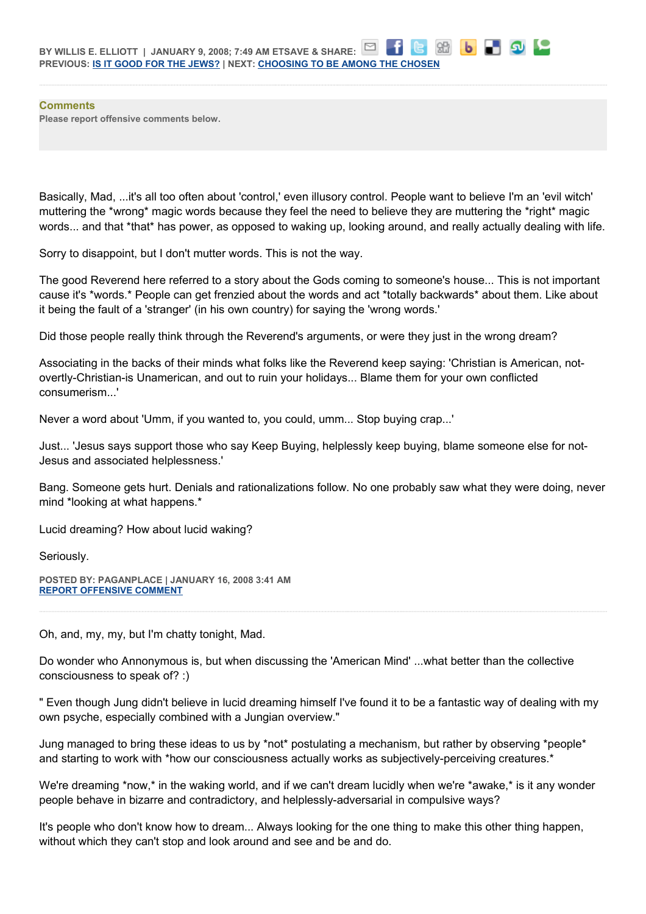BY WILLIS E. ELLIOTT | JANUARY 9, 2008; 7:49 AM ETSAVE & SHARE:
PREVIOUS: IS IT GOOD FOR THE JEWS? | NEXT: CHOOSING TO BE AMONG THE CHOSEN

**Comments**
Please report offensive comments below.

Basically, Mad, ...it's all too often about 'control,' even illusory control. People want to believe I'm an 'evil witch' muttering the *wrong* magic words because they feel the need to believe they are muttering the *right* magic words... and that *that* has power, as opposed to waking up, looking around, and really actually dealing with life.

Sorry to disappoint, but I don't mutter words. This is not the way.

The good Reverend here referred to a story about the Gods coming to someone's house... This is not important cause it's *words.* People can get frenzied about the words and act *totally backwards* about them. Like about it being the fault of a 'stranger' (in his own country) for saying the 'wrong words.'

Did those people really think through the Reverend's arguments, or were they just in the wrong dream?

Associating in the backs of their minds what folks like the Reverend keep saying: 'Christian is American, not-overtly-Christian-is Unamerican, and out to ruin your holidays... Blame them for your own conflicted consumerism...'

Never a word about 'Umm, if you wanted to, you could, umm... Stop buying crap...'

Just... 'Jesus says support those who say Keep Buying, helplessly keep buying, blame someone else for not-Jesus and associated helplessness.'

Bang. Someone gets hurt. Denials and rationalizations follow. No one probably saw what they were doing, never mind *looking at what happens.*

Lucid dreaming? How about lucid waking?

Seriously.

POSTED BY: PAGANPLACE | JANUARY 16, 2008 3:41 AM
REPORT OFFENSIVE COMMENT

---

Oh, and, my, my, but I'm chatty tonight, Mad.

Do wonder who Annonymous is, but when discussing the 'American Mind' ...what better than the collective consciousness to speak of? :)

" Even though Jung didn't believe in lucid dreaming himself I've found it to be a fantastic way of dealing with my own psyche, especially combined with a Jungian overview."

Jung managed to bring these ideas to us by *not* postulating a mechanism, but rather by observing *people* and starting to work with *how our consciousness actually works as subjectively-perceiving creatures.*

We're dreaming *now,* in the waking world, and if we can't dream lucidly when we're *awake,* is it any wonder people behave in bizarre and contradictory, and helplessly-adversarial in compulsive ways?

It's people who don't know how to dream... Always looking for the one thing to make this other thing happen, without which they can't stop and look around and see and be and do.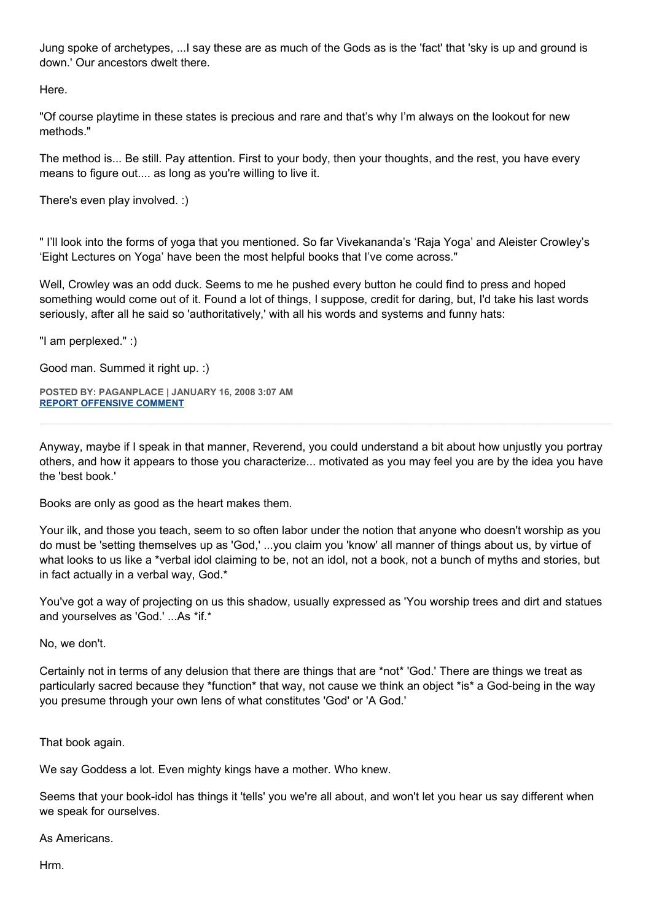Jung spoke of archetypes, ...I say these are as much of the Gods as is the 'fact' that 'sky is up and ground is down.' Our ancestors dwelt there.

Here.

"Of course playtime in these states is precious and rare and that's why I'm always on the lookout for new methods."

The method is... Be still. Pay attention. First to your body, then your thoughts, and the rest, you have every means to figure out.... as long as you're willing to live it.

There's even play involved. :)

" I'll look into the forms of yoga that you mentioned. So far Vivekananda's 'Raja Yoga' and Aleister Crowley's 'Eight Lectures on Yoga' have been the most helpful books that I've come across."

Well, Crowley was an odd duck. Seems to me he pushed every button he could find to press and hoped something would come out of it. Found a lot of things, I suppose, credit for daring, but, I'd take his last words seriously, after all he said so 'authoritatively,' with all his words and systems and funny hats:

"I am perplexed." :)

Good man. Summed it right up. :)

**POSTED BY: PAGANPLACE | JANUARY 16, 2008 3:07 AM**
**REPORT OFFENSIVE COMMENT**

---

Anyway, maybe if I speak in that manner, Reverend, you could understand a bit about how unjustly you portray others, and how it appears to those you characterize... motivated as you may feel you are by the idea you have the 'best book.'

Books are only as good as the heart makes them.

Your ilk, and those you teach, seem to so often labor under the notion that anyone who doesn't worship as you do must be 'setting themselves up as 'God,' ...you claim you 'know' all manner of things about us, by virtue of what looks to us like a *verbal idol claiming to be, not an idol, not a book, not a bunch of myths and stories, but in fact actually in a verbal way, God.*

You've got a way of projecting on us this shadow, usually expressed as 'You worship trees and dirt and statues and yourselves as 'God.' ...As *if.*

No, we don't.

Certainly not in terms of any delusion that there are things that are *not* 'God.' There are things we treat as particularly sacred because they *function* that way, not cause we think an object *is* a God-being in the way you presume through your own lens of what constitutes 'God' or 'A God.'

That book again.

We say Goddess a lot. Even mighty kings have a mother. Who knew.

Seems that your book-idol has things it 'tells' you we're all about, and won't let you hear us say different when we speak for ourselves.

As Americans.

Hrm.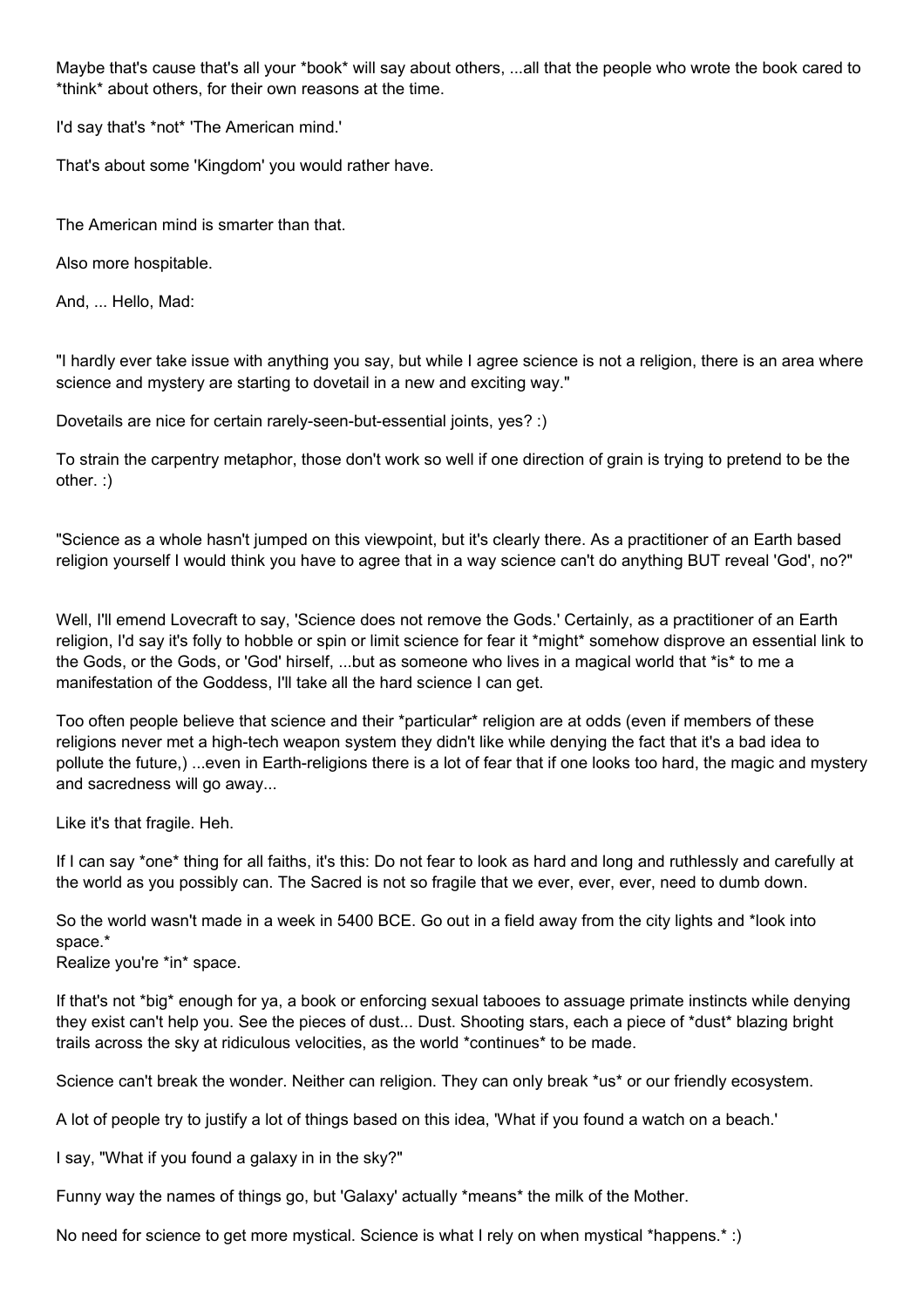Maybe that's cause that's all your *book* will say about others, ...all that the people who wrote the book cared to *think* about others, for their own reasons at the time.

I'd say that's *not* 'The American mind.'

That's about some 'Kingdom' you would rather have.

The American mind is smarter than that.

Also more hospitable.

And, ... Hello, Mad:

"I hardly ever take issue with anything you say, but while I agree science is not a religion, there is an area where science and mystery are starting to dovetail in a new and exciting way."

Dovetails are nice for certain rarely-seen-but-essential joints, yes? :)

To strain the carpentry metaphor, those don't work so well if one direction of grain is trying to pretend to be the other. :)

"Science as a whole hasn't jumped on this viewpoint, but it's clearly there. As a practitioner of an Earth based religion yourself I would think you have to agree that in a way science can't do anything BUT reveal 'God', no?"

Well, I'll emend Lovecraft to say, 'Science does not remove the Gods.' Certainly, as a practitioner of an Earth religion, I'd say it's folly to hobble or spin or limit science for fear it *might* somehow disprove an essential link to the Gods, or the Gods, or 'God' hirself, ...but as someone who lives in a magical world that *is* to me a manifestation of the Goddess, I'll take all the hard science I can get.

Too often people believe that science and their *particular* religion are at odds (even if members of these religions never met a high-tech weapon system they didn't like while denying the fact that it's a bad idea to pollute the future,) ...even in Earth-religions there is a lot of fear that if one looks too hard, the magic and mystery and sacredness will go away...

Like it's that fragile. Heh.

If I can say *one* thing for all faiths, it's this: Do not fear to look as hard and long and ruthlessly and carefully at the world as you possibly can. The Sacred is not so fragile that we ever, ever, ever, need to dumb down.

So the world wasn't made in a week in 5400 BCE. Go out in a field away from the city lights and *look into space.*
Realize you're *in* space.

If that's not *big* enough for ya, a book or enforcing sexual tabooes to assuage primate instincts while denying they exist can't help you. See the pieces of dust... Dust. Shooting stars, each a piece of *dust* blazing bright trails across the sky at ridiculous velocities, as the world *continues* to be made.

Science can't break the wonder. Neither can religion. They can only break *us* or our friendly ecosystem.

A lot of people try to justify a lot of things based on this idea, 'What if you found a watch on a beach.'

I say, "What if you found a galaxy in in the sky?"

Funny way the names of things go, but 'Galaxy' actually *means* the milk of the Mother.

No need for science to get more mystical. Science is what I rely on when mystical *happens.* :)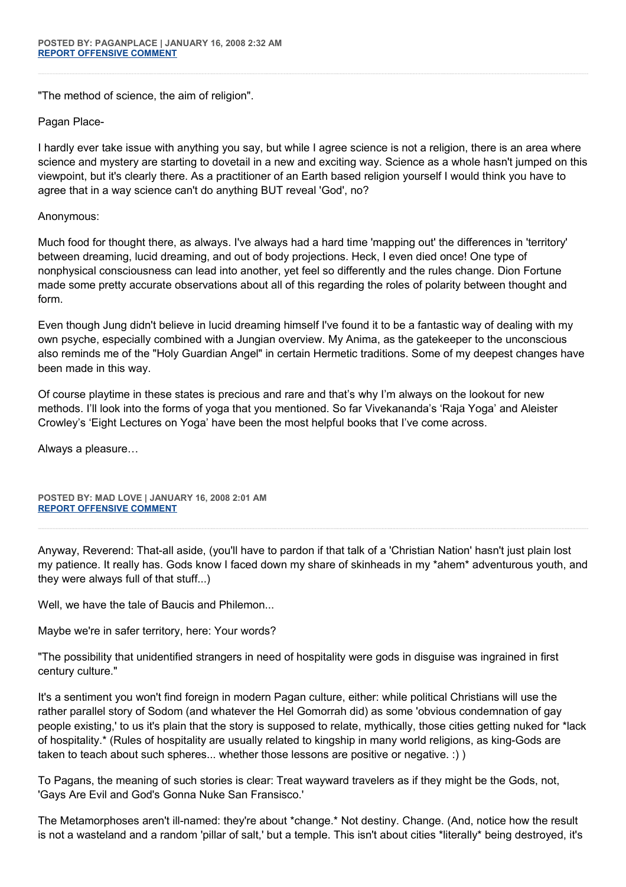**POSTED BY: PAGANPLACE | JANUARY 16, 2008 2:32 AM**
**REPORT OFFENSIVE COMMENT**

"The method of science, the aim of religion".

Pagan Place-

I hardly ever take issue with anything you say, but while I agree science is not a religion, there is an area where science and mystery are starting to dovetail in a new and exciting way. Science as a whole hasn't jumped on this viewpoint, but it's clearly there. As a practitioner of an Earth based religion yourself I would think you have to agree that in a way science can't do anything BUT reveal 'God', no?

Anonymous:

Much food for thought there, as always. I've always had a hard time 'mapping out' the differences in 'territory' between dreaming, lucid dreaming, and out of body projections. Heck, I even died once! One type of nonphysical consciousness can lead into another, yet feel so differently and the rules change. Dion Fortune made some pretty accurate observations about all of this regarding the roles of polarity between thought and form.

Even though Jung didn't believe in lucid dreaming himself I've found it to be a fantastic way of dealing with my own psyche, especially combined with a Jungian overview. My Anima, as the gatekeeper to the unconscious also reminds me of the "Holy Guardian Angel" in certain Hermetic traditions. Some of my deepest changes have been made in this way.

Of course playtime in these states is precious and rare and that's why I'm always on the lookout for new methods. I'll look into the forms of yoga that you mentioned. So far Vivekananda's 'Raja Yoga' and Aleister Crowley's 'Eight Lectures on Yoga' have been the most helpful books that I've come across.

Always a pleasure…

**POSTED BY: MAD LOVE | JANUARY 16, 2008 2:01 AM**
**REPORT OFFENSIVE COMMENT**

Anyway, Reverend: That-all aside, (you'll have to pardon if that talk of a 'Christian Nation' hasn't just plain lost my patience. It really has. Gods know I faced down my share of skinheads in my *ahem* adventurous youth, and they were always full of that stuff...)

Well, we have the tale of Baucis and Philemon...

Maybe we're in safer territory, here: Your words?

"The possibility that unidentified strangers in need of hospitality were gods in disguise was ingrained in first century culture."

It's a sentiment you won't find foreign in modern Pagan culture, either: while political Christians will use the rather parallel story of Sodom (and whatever the Hel Gomorrah did) as some 'obvious condemnation of gay people existing,' to us it's plain that the story is supposed to relate, mythically, those cities getting nuked for *lack of hospitality.* (Rules of hospitality are usually related to kingship in many world religions, as king-Gods are taken to teach about such spheres... whether those lessons are positive or negative. :) )

To Pagans, the meaning of such stories is clear: Treat wayward travelers as if they might be the Gods, not, 'Gays Are Evil and God's Gonna Nuke San Fransisco.'

The Metamorphoses aren't ill-named: they're about *change.* Not destiny. Change. (And, notice how the result is not a wasteland and a random 'pillar of salt,' but a temple. This isn't about cities *literally* being destroyed, it's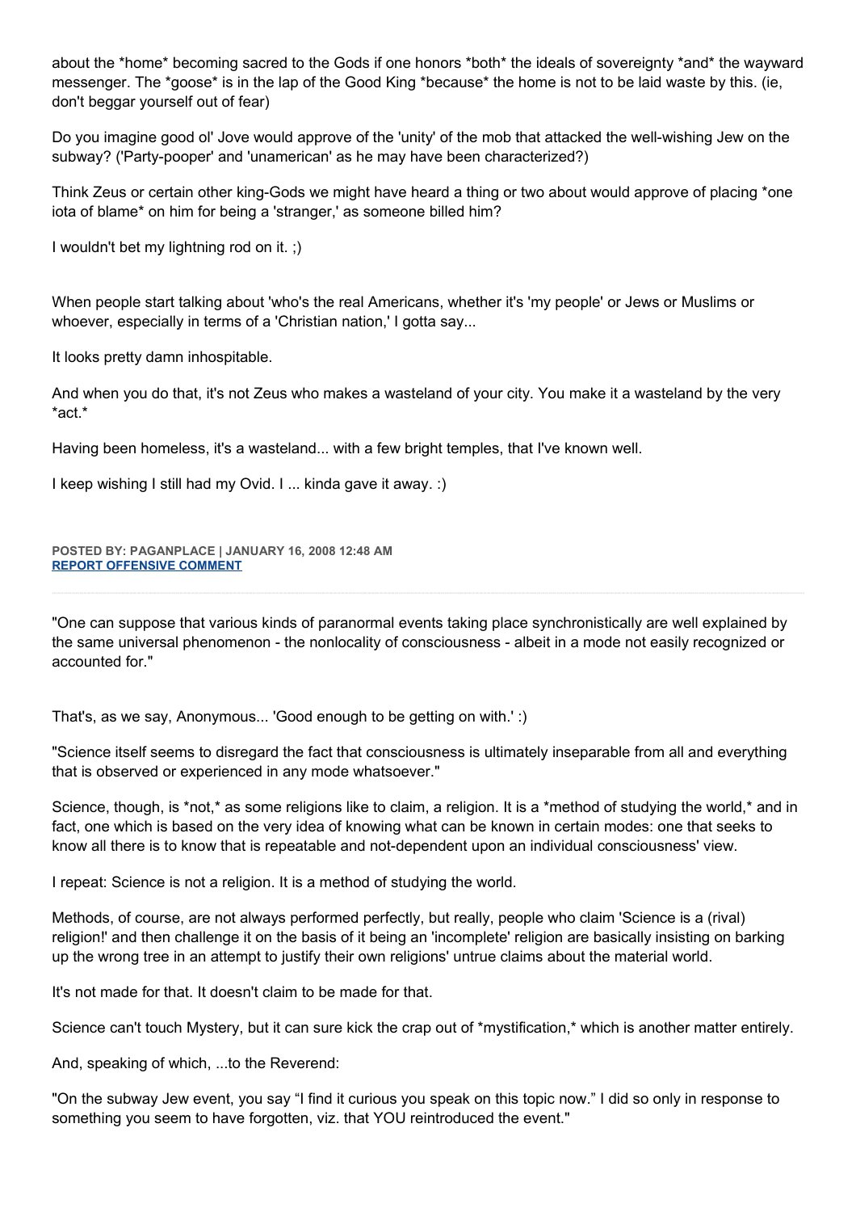about the *home* becoming sacred to the Gods if one honors *both* the ideals of sovereignty *and* the wayward messenger. The *goose* is in the lap of the Good King *because* the home is not to be laid waste by this. (ie, don't beggar yourself out of fear)

Do you imagine good ol' Jove would approve of the 'unity' of the mob that attacked the well-wishing Jew on the subway? ('Party-pooper' and 'unamerican' as he may have been characterized?)

Think Zeus or certain other king-Gods we might have heard a thing or two about would approve of placing *one iota of blame* on him for being a 'stranger,' as someone billed him?

I wouldn't bet my lightning rod on it. ;)

When people start talking about 'who's the real Americans, whether it's 'my people' or Jews or Muslims or whoever, especially in terms of a 'Christian nation,' I gotta say...

It looks pretty damn inhospitable.

And when you do that, it's not Zeus who makes a wasteland of your city. You make it a wasteland by the very *act.*

Having been homeless, it's a wasteland... with a few bright temples, that I've known well.

I keep wishing I still had my Ovid. I ... kinda gave it away. :)

**POSTED BY: PAGANPLACE | JANUARY 16, 2008 12:48 AM**
**REPORT OFFENSIVE COMMENT**

---

"One can suppose that various kinds of paranormal events taking place synchronistically are well explained by the same universal phenomenon - the nonlocality of consciousness - albeit in a mode not easily recognized or accounted for."

That's, as we say, Anonymous... 'Good enough to be getting on with.' :)

"Science itself seems to disregard the fact that consciousness is ultimately inseparable from all and everything that is observed or experienced in any mode whatsoever."

Science, though, is *not,* as some religions like to claim, a religion. It is a *method of studying the world,* and in fact, one which is based on the very idea of knowing what can be known in certain modes: one that seeks to know all there is to know that is repeatable and not-dependent upon an individual consciousness' view.

I repeat: Science is not a religion. It is a method of studying the world.

Methods, of course, are not always performed perfectly, but really, people who claim 'Science is a (rival) religion!' and then challenge it on the basis of it being an 'incomplete' religion are basically insisting on barking up the wrong tree in an attempt to justify their own religions' untrue claims about the material world.

It's not made for that. It doesn't claim to be made for that.

Science can't touch Mystery, but it can sure kick the crap out of *mystification,* which is another matter entirely.

And, speaking of which, ...to the Reverend:

"On the subway Jew event, you say “I find it curious you speak on this topic now.” I did so only in response to something you seem to have forgotten, viz. that YOU reintroduced the event."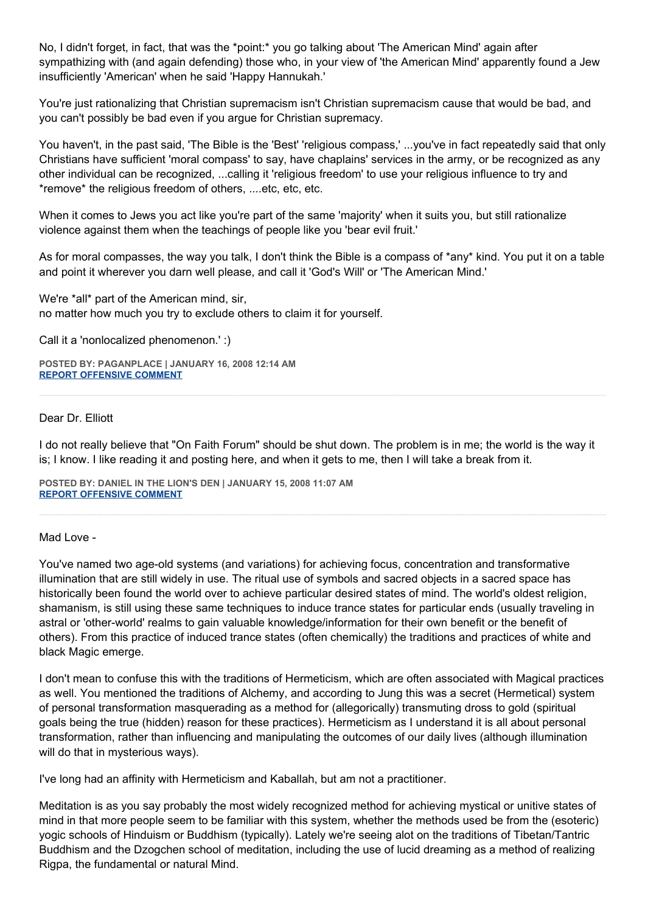No, I didn't forget, in fact, that was the *point:* you go talking about 'The American Mind' again after sympathizing with (and again defending) those who, in your view of 'the American Mind' apparently found a Jew insufficiently 'American' when he said 'Happy Hannukah.'

You're just rationalizing that Christian supremacism isn't Christian supremacism cause that would be bad, and you can't possibly be bad even if you argue for Christian supremacy.

You haven't, in the past said, 'The Bible is the 'Best' 'religious compass,' ...you've in fact repeatedly said that only Christians have sufficient 'moral compass' to say, have chaplains' services in the army, or be recognized as any other individual can be recognized, ...calling it 'religious freedom' to use your religious influence to try and *remove* the religious freedom of others, ....etc, etc, etc.

When it comes to Jews you act like you're part of the same 'majority' when it suits you, but still rationalize violence against them when the teachings of people like you 'bear evil fruit.'

As for moral compasses, the way you talk, I don't think the Bible is a compass of *any* kind. You put it on a table and point it wherever you darn well please, and call it 'God's Will' or 'The American Mind.'

We're *all* part of the American mind, sir,
no matter how much you try to exclude others to claim it for yourself.

Call it a 'nonlocalized phenomenon.' :)

**POSTED BY: PAGANPLACE | JANUARY 16, 2008 12:14 AM**
**REPORT OFFENSIVE COMMENT**

---

Dear Dr. Elliott

I do not really believe that "On Faith Forum" should be shut down. The problem is in me; the world is the way it is; I know. I like reading it and posting here, and when it gets to me, then I will take a break from it.

**POSTED BY: DANIEL IN THE LION'S DEN | JANUARY 15, 2008 11:07 AM**
**REPORT OFFENSIVE COMMENT**

---

Mad Love -

You've named two age-old systems (and variations) for achieving focus, concentration and transformative illumination that are still widely in use. The ritual use of symbols and sacred objects in a sacred space has historically been found the world over to achieve particular desired states of mind. The world's oldest religion, shamanism, is still using these same techniques to induce trance states for particular ends (usually traveling in astral or 'other-world' realms to gain valuable knowledge/information for their own benefit or the benefit of others). From this practice of induced trance states (often chemically) the traditions and practices of white and black Magic emerge.

I don't mean to confuse this with the traditions of Hermeticism, which are often associated with Magical practices as well. You mentioned the traditions of Alchemy, and according to Jung this was a secret (Hermetical) system of personal transformation masquerading as a method for (allegorically) transmuting dross to gold (spiritual goals being the true (hidden) reason for these practices). Hermeticism as I understand it is all about personal transformation, rather than influencing and manipulating the outcomes of our daily lives (although illumination will do that in mysterious ways).

I've long had an affinity with Hermeticism and Kaballah, but am not a practitioner.

Meditation is as you say probably the most widely recognized method for achieving mystical or unitive states of mind in that more people seem to be familiar with this system, whether the methods used be from the (esoteric) yogic schools of Hinduism or Buddhism (typically). Lately we're seeing alot on the traditions of Tibetan/Tantric Buddhism and the Dzogchen school of meditation, including the use of lucid dreaming as a method of realizing Rigpa, the fundamental or natural Mind.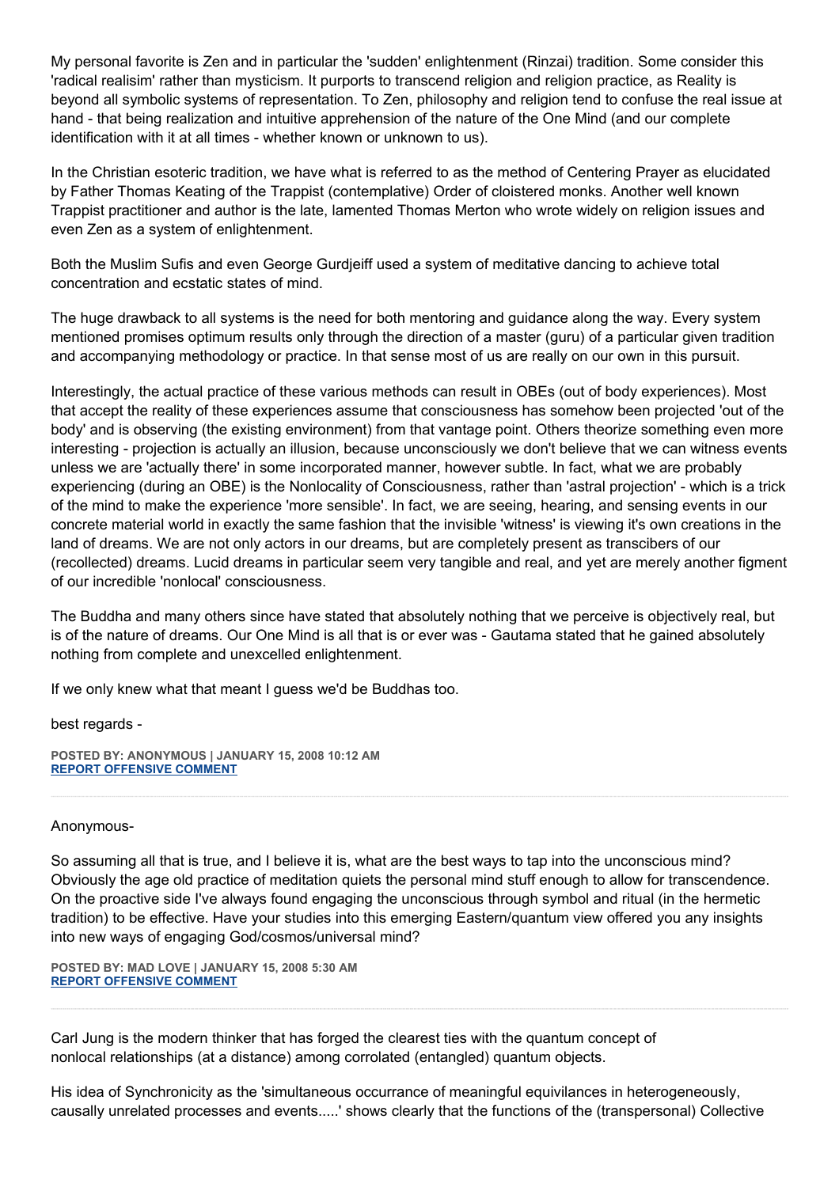My personal favorite is Zen and in particular the 'sudden' enlightenment (Rinzai) tradition. Some consider this 'radical realisim' rather than mysticism. It purports to transcend religion and religion practice, as Reality is beyond all symbolic systems of representation. To Zen, philosophy and religion tend to confuse the real issue at hand - that being realization and intuitive apprehension of the nature of the One Mind (and our complete identification with it at all times - whether known or unknown to us).

In the Christian esoteric tradition, we have what is referred to as the method of Centering Prayer as elucidated by Father Thomas Keating of the Trappist (contemplative) Order of cloistered monks. Another well known Trappist practitioner and author is the late, lamented Thomas Merton who wrote widely on religion issues and even Zen as a system of enlightenment.

Both the Muslim Sufis and even George Gurdjeiff used a system of meditative dancing to achieve total concentration and ecstatic states of mind.

The huge drawback to all systems is the need for both mentoring and guidance along the way. Every system mentioned promises optimum results only through the direction of a master (guru) of a particular given tradition and accompanying methodology or practice. In that sense most of us are really on our own in this pursuit.

Interestingly, the actual practice of these various methods can result in OBEs (out of body experiences). Most that accept the reality of these experiences assume that consciousness has somehow been projected 'out of the body' and is observing (the existing environment) from that vantage point. Others theorize something even more interesting - projection is actually an illusion, because unconsciously we don't believe that we can witness events unless we are 'actually there' in some incorporated manner, however subtle. In fact, what we are probably experiencing (during an OBE) is the Nonlocality of Consciousness, rather than 'astral projection' - which is a trick of the mind to make the experience 'more sensible'. In fact, we are seeing, hearing, and sensing events in our concrete material world in exactly the same fashion that the invisible 'witness' is viewing it's own creations in the land of dreams. We are not only actors in our dreams, but are completely present as transcibers of our (recollected) dreams. Lucid dreams in particular seem very tangible and real, and yet are merely another figment of our incredible 'nonlocal' consciousness.

The Buddha and many others since have stated that absolutely nothing that we perceive is objectively real, but is of the nature of dreams. Our One Mind is all that is or ever was - Gautama stated that he gained absolutely nothing from complete and unexcelled enlightenment.

If we only knew what that meant I guess we'd be Buddhas too.

best regards -

**POSTED BY: ANONYMOUS | JANUARY 15, 2008 10:12 AM**
**REPORT OFFENSIVE COMMENT**

---

Anonymous-

So assuming all that is true, and I believe it is, what are the best ways to tap into the unconscious mind? Obviously the age old practice of meditation quiets the personal mind stuff enough to allow for transcendence. On the proactive side I've always found engaging the unconscious through symbol and ritual (in the hermetic tradition) to be effective. Have your studies into this emerging Eastern/quantum view offered you any insights into new ways of engaging God/cosmos/universal mind?

**POSTED BY: MAD LOVE | JANUARY 15, 2008 5:30 AM**
**REPORT OFFENSIVE COMMENT**

---

Carl Jung is the modern thinker that has forged the clearest ties with the quantum concept of nonlocal relationships (at a distance) among corrolated (entangled) quantum objects.

His idea of Synchronicity as the 'simultaneous occurrance of meaningful equivilances in heterogeneously, causally unrelated processes and events.....' shows clearly that the functions of the (transpersonal) Collective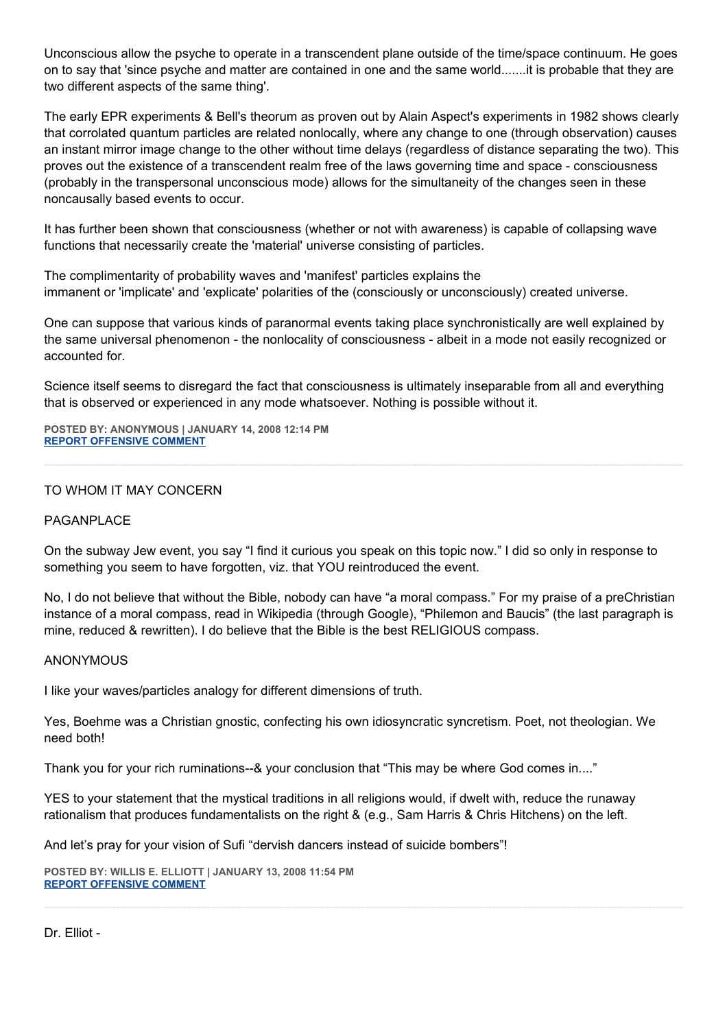Unconscious allow the psyche to operate in a transcendent plane outside of the time/space continuum. He goes on to say that 'since psyche and matter are contained in one and the same world.......it is probable that they are two different aspects of the same thing'.

The early EPR experiments & Bell's theorum as proven out by Alain Aspect's experiments in 1982 shows clearly that corrolated quantum particles are related nonlocally, where any change to one (through observation) causes an instant mirror image change to the other without time delays (regardless of distance separating the two). This proves out the existence of a transcendent realm free of the laws governing time and space - consciousness (probably in the transpersonal unconscious mode) allows for the simultaneity of the changes seen in these noncausally based events to occur.

It has further been shown that consciousness (whether or not with awareness) is capable of collapsing wave functions that necessarily create the 'material' universe consisting of particles.

The complimentarity of probability waves and 'manifest' particles explains the immanent or 'implicate' and 'explicate' polarities of the (consciously or unconsciously) created universe.

One can suppose that various kinds of paranormal events taking place synchronistically are well explained by the same universal phenomenon - the nonlocality of consciousness - albeit in a mode not easily recognized or accounted for.

Science itself seems to disregard the fact that consciousness is ultimately inseparable from all and everything that is observed or experienced in any mode whatsoever. Nothing is possible without it.

**POSTED BY: ANONYMOUS | JANUARY 14, 2008 12:14 PM**
**REPORT OFFENSIVE COMMENT**

---

TO WHOM IT MAY CONCERN

PAGANPLACE

On the subway Jew event, you say "I find it curious you speak on this topic now." I did so only in response to something you seem to have forgotten, viz. that YOU reintroduced the event.

No, I do not believe that without the Bible, nobody can have "a moral compass." For my praise of a preChristian instance of a moral compass, read in Wikipedia (through Google), "Philemon and Baucis" (the last paragraph is mine, reduced & rewritten). I do believe that the Bible is the best RELIGIOUS compass.

ANONYMOUS

I like your waves/particles analogy for different dimensions of truth.

Yes, Boehme was a Christian gnostic, confecting his own idiosyncratic syncretism. Poet, not theologian. We need both!

Thank you for your rich ruminations--& your conclusion that "This may be where God comes in...."

YES to your statement that the mystical traditions in all religions would, if dwelt with, reduce the runaway rationalism that produces fundamentalists on the right & (e.g., Sam Harris & Chris Hitchens) on the left.

And let's pray for your vision of Sufi "dervish dancers instead of suicide bombers"!

**POSTED BY: WILLIS E. ELLIOTT | JANUARY 13, 2008 11:54 PM**
**REPORT OFFENSIVE COMMENT**

---

Dr. Elliot -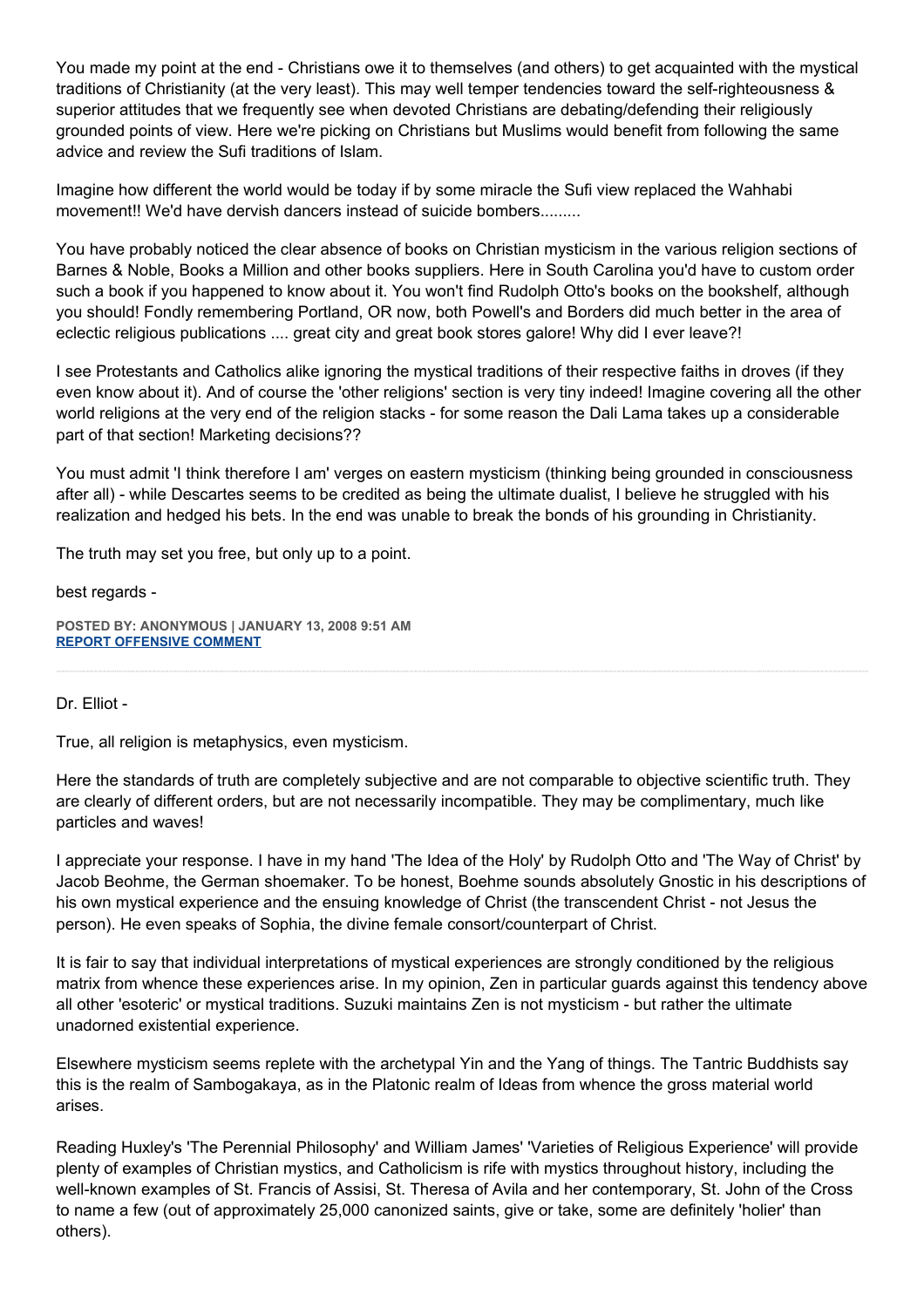You made my point at the end - Christians owe it to themselves (and others) to get acquainted with the mystical traditions of Christianity (at the very least). This may well temper tendencies toward the self-righteousness & superior attitudes that we frequently see when devoted Christians are debating/defending their religiously grounded points of view. Here we're picking on Christians but Muslims would benefit from following the same advice and review the Sufi traditions of Islam.

Imagine how different the world would be today if by some miracle the Sufi view replaced the Wahhabi movement!! We'd have dervish dancers instead of suicide bombers.........

You have probably noticed the clear absence of books on Christian mysticism in the various religion sections of Barnes & Noble, Books a Million and other books suppliers. Here in South Carolina you'd have to custom order such a book if you happened to know about it. You won't find Rudolph Otto's books on the bookshelf, although you should! Fondly remembering Portland, OR now, both Powell's and Borders did much better in the area of eclectic religious publications .... great city and great book stores galore! Why did I ever leave?!

I see Protestants and Catholics alike ignoring the mystical traditions of their respective faiths in droves (if they even know about it). And of course the 'other religions' section is very tiny indeed! Imagine covering all the other world religions at the very end of the religion stacks - for some reason the Dali Lama takes up a considerable part of that section! Marketing decisions??

You must admit 'I think therefore I am' verges on eastern mysticism (thinking being grounded in consciousness after all) - while Descartes seems to be credited as being the ultimate dualist, I believe he struggled with his realization and hedged his bets. In the end was unable to break the bonds of his grounding in Christianity.

The truth may set you free, but only up to a point.

best regards -

**POSTED BY: ANONYMOUS | JANUARY 13, 2008 9:51 AM**
**REPORT OFFENSIVE COMMENT**

---

Dr. Elliot -

True, all religion is metaphysics, even mysticism.

Here the standards of truth are completely subjective and are not comparable to objective scientific truth. They are clearly of different orders, but are not necessarily incompatible. They may be complimentary, much like particles and waves!

I appreciate your response. I have in my hand 'The Idea of the Holy' by Rudolph Otto and 'The Way of Christ' by Jacob Beohme, the German shoemaker. To be honest, Boehme sounds absolutely Gnostic in his descriptions of his own mystical experience and the ensuing knowledge of Christ (the transcendent Christ - not Jesus the person). He even speaks of Sophia, the divine female consort/counterpart of Christ.

It is fair to say that individual interpretations of mystical experiences are strongly conditioned by the religious matrix from whence these experiences arise. In my opinion, Zen in particular guards against this tendency above all other 'esoteric' or mystical traditions. Suzuki maintains Zen is not mysticism - but rather the ultimate unadorned existential experience.

Elsewhere mysticism seems replete with the archetypal Yin and the Yang of things. The Tantric Buddhists say this is the realm of Sambogakaya, as in the Platonic realm of Ideas from whence the gross material world arises.

Reading Huxley's 'The Perennial Philosophy' and William James' 'Varieties of Religious Experience' will provide plenty of examples of Christian mystics, and Catholicism is rife with mystics throughout history, including the well-known examples of St. Francis of Assisi, St. Theresa of Avila and her contemporary, St. John of the Cross to name a few (out of approximately 25,000 canonized saints, give or take, some are definitely 'holier' than others).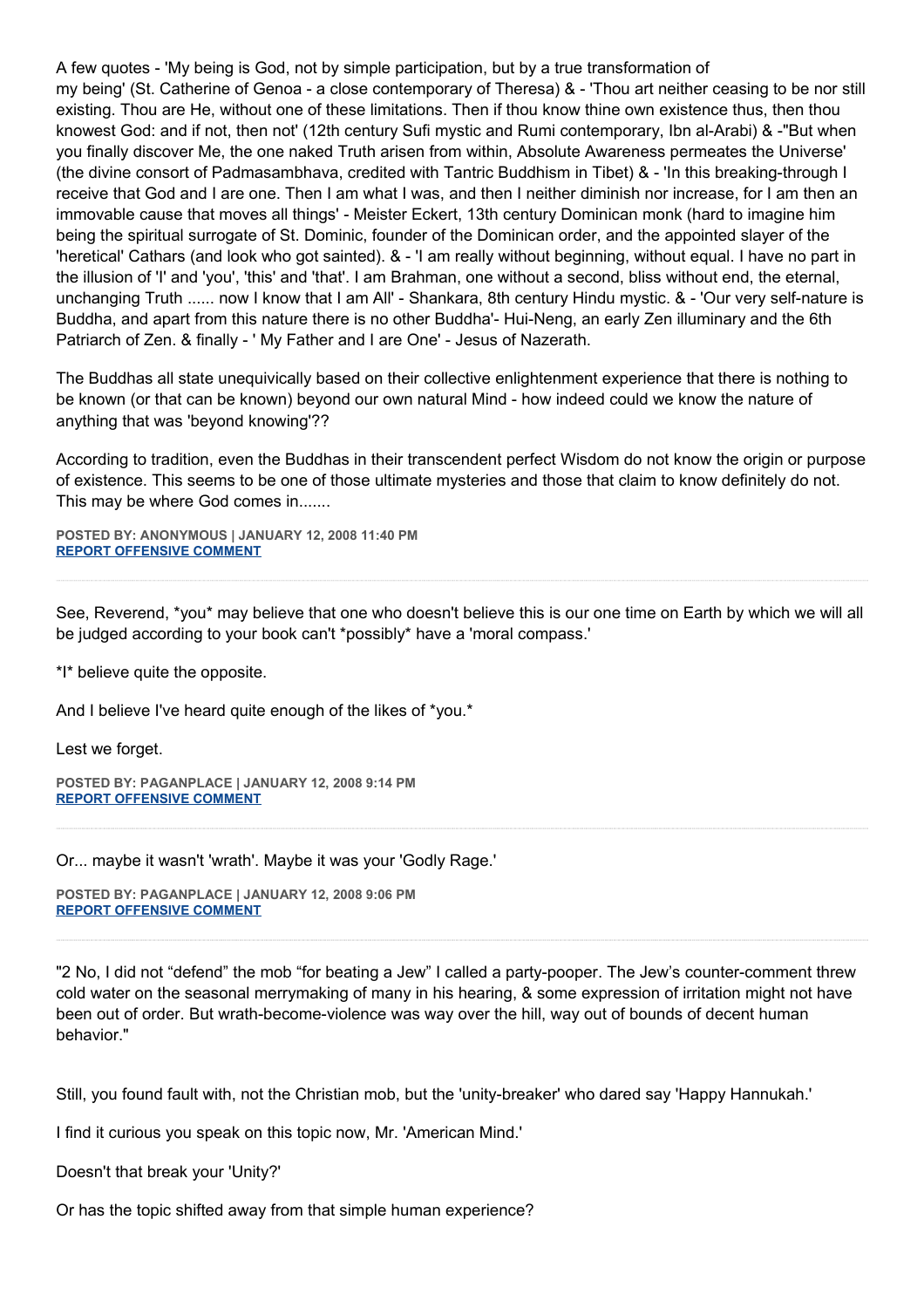A few quotes - 'My being is God, not by simple participation, but by a true transformation of my being' (St. Catherine of Genoa - a close contemporary of Theresa) & - 'Thou art neither ceasing to be nor still existing. Thou are He, without one of these limitations. Then if thou know thine own existence thus, then thou knowest God: and if not, then not' (12th century Sufi mystic and Rumi contemporary, Ibn al-Arabi) & -"But when you finally discover Me, the one naked Truth arisen from within, Absolute Awareness permeates the Universe' (the divine consort of Padmasambhava, credited with Tantric Buddhism in Tibet) & - 'In this breaking-through I receive that God and I are one. Then I am what I was, and then I neither diminish nor increase, for I am then an immovable cause that moves all things' - Meister Eckert, 13th century Dominican monk (hard to imagine him being the spiritual surrogate of St. Dominic, founder of the Dominican order, and the appointed slayer of the 'heretical' Cathars (and look who got sainted). & - 'I am really without beginning, without equal. I have no part in the illusion of 'I' and 'you', 'this' and 'that'. I am Brahman, one without a second, bliss without end, the eternal, unchanging Truth ...... now I know that I am All' - Shankara, 8th century Hindu mystic. & - 'Our very self-nature is Buddha, and apart from this nature there is no other Buddha'- Hui-Neng, an early Zen illuminary and the 6th Patriarch of Zen. & finally - ' My Father and I are One' - Jesus of Nazerath.

The Buddhas all state unequivically based on their collective enlightenment experience that there is nothing to be known (or that can be known) beyond our own natural Mind - how indeed could we know the nature of anything that was 'beyond knowing'??

According to tradition, even the Buddhas in their transcendent perfect Wisdom do not know the origin or purpose of existence. This seems to be one of those ultimate mysteries and those that claim to know definitely do not. This may be where God comes in.......

**POSTED BY: ANONYMOUS | JANUARY 12, 2008 11:40 PM**
**REPORT OFFENSIVE COMMENT**

---

See, Reverend, *you* may believe that one who doesn't believe this is our one time on Earth by which we will all be judged according to your book can't *possibly* have a 'moral compass.'

*I* believe quite the opposite.

And I believe I've heard quite enough of the likes of *you.*

Lest we forget.

**POSTED BY: PAGANPLACE | JANUARY 12, 2008 9:14 PM**
**REPORT OFFENSIVE COMMENT**

---

Or... maybe it wasn't 'wrath'. Maybe it was your 'Godly Rage.'

**POSTED BY: PAGANPLACE | JANUARY 12, 2008 9:06 PM**
**REPORT OFFENSIVE COMMENT**

---

"2 No, I did not “defend” the mob “for beating a Jew” I called a party-pooper. The Jew’s counter-comment threw cold water on the seasonal merrymaking of many in his hearing, & some expression of irritation might not have been out of order. But wrath-become-violence was way over the hill, way out of bounds of decent human behavior."

Still, you found fault with, not the Christian mob, but the 'unity-breaker' who dared say 'Happy Hannukah.'

I find it curious you speak on this topic now, Mr. 'American Mind.'

Doesn't that break your 'Unity?'

Or has the topic shifted away from that simple human experience?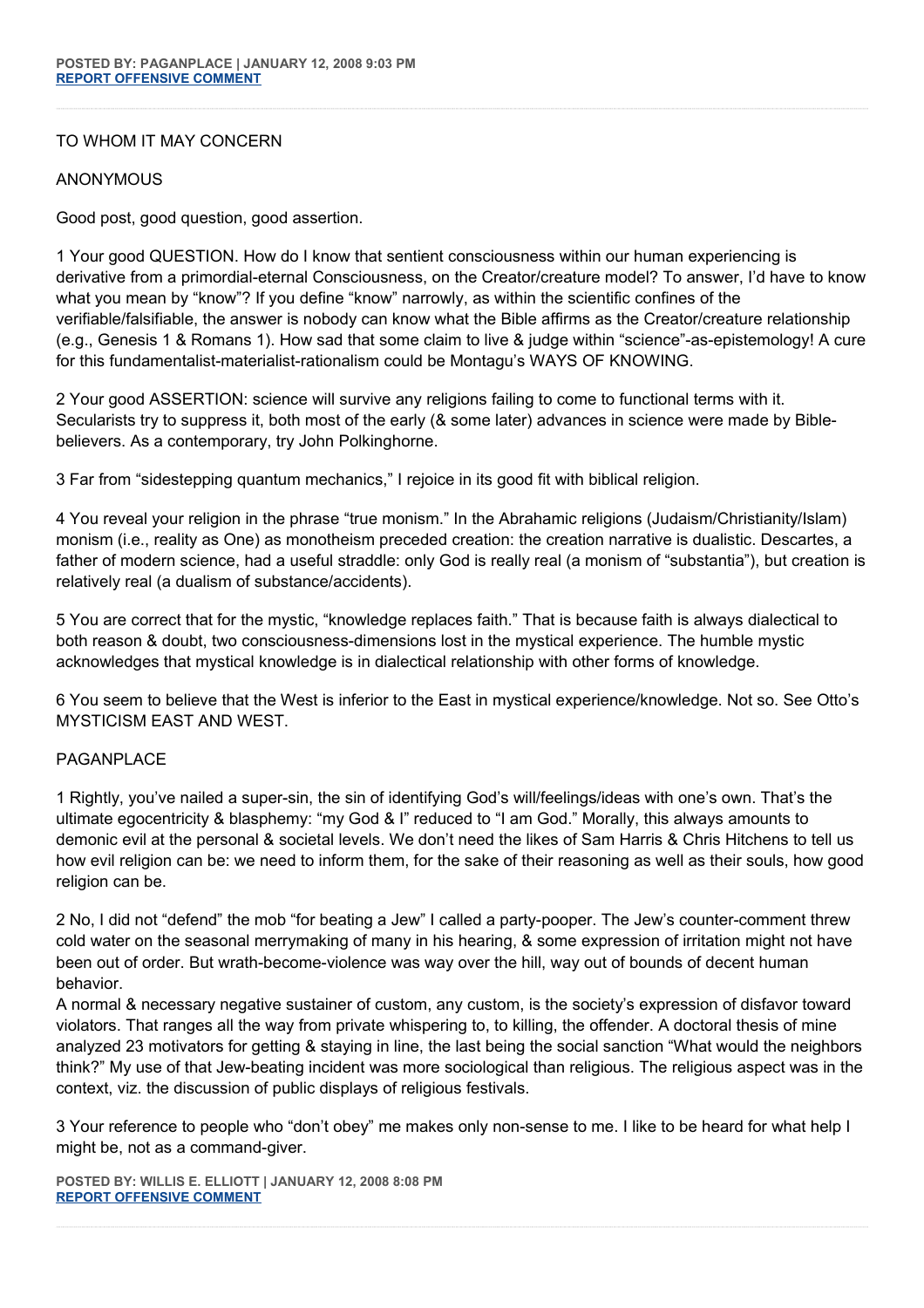**POSTED BY: PAGANPLACE | JANUARY 12, 2008 9:03 PM**
**REPORT OFFENSIVE COMMENT**

---

TO WHOM IT MAY CONCERN

ANONYMOUS

Good post, good question, good assertion.

1 Your good QUESTION. How do I know that sentient consciousness within our human experiencing is derivative from a primordial-eternal Consciousness, on the Creator/creature model? To answer, I'd have to know what you mean by "know"? If you define "know" narrowly, as within the scientific confines of the verifiable/falsifiable, the answer is nobody can know what the Bible affirms as the Creator/creature relationship (e.g., Genesis 1 & Romans 1). How sad that some claim to live & judge within "science"-as-epistemology! A cure for this fundamentalist-materialist-rationalism could be Montagu's WAYS OF KNOWING.

2 Your good ASSERTION: science will survive any religions failing to come to functional terms with it. Secularists try to suppress it, both most of the early (& some later) advances in science were made by Bible-believers. As a contemporary, try John Polkinghorne.

3 Far from "sidestepping quantum mechanics," I rejoice in its good fit with biblical religion.

4 You reveal your religion in the phrase "true monism." In the Abrahamic religions (Judaism/Christianity/Islam) monism (i.e., reality as One) as monotheism preceded creation: the creation narrative is dualistic. Descartes, a father of modern science, had a useful straddle: only God is really real (a monism of "substantia"), but creation is relatively real (a dualism of substance/accidents).

5 You are correct that for the mystic, "knowledge replaces faith." That is because faith is always dialectical to both reason & doubt, two consciousness-dimensions lost in the mystical experience. The humble mystic acknowledges that mystical knowledge is in dialectical relationship with other forms of knowledge.

6 You seem to believe that the West is inferior to the East in mystical experience/knowledge. Not so. See Otto's MYSTICISM EAST AND WEST.

PAGANPLACE

1 Rightly, you've nailed a super-sin, the sin of identifying God's will/feelings/ideas with one's own. That's the ultimate egocentricity & blasphemy: "my God & I" reduced to "I am God." Morally, this always amounts to demonic evil at the personal & societal levels. We don't need the likes of Sam Harris & Chris Hitchens to tell us how evil religion can be: we need to inform them, for the sake of their reasoning as well as their souls, how good religion can be.

2 No, I did not "defend" the mob "for beating a Jew" I called a party-pooper. The Jew's counter-comment threw cold water on the seasonal merrymaking of many in his hearing, & some expression of irritation might not have been out of order. But wrath-become-violence was way over the hill, way out of bounds of decent human behavior.
A normal & necessary negative sustainer of custom, any custom, is the society's expression of disfavor toward violators. That ranges all the way from private whispering to, to killing, the offender. A doctoral thesis of mine analyzed 23 motivators for getting & staying in line, the last being the social sanction "What would the neighbors think?" My use of that Jew-beating incident was more sociological than religious. The religious aspect was in the context, viz. the discussion of public displays of religious festivals.

3 Your reference to people who "don't obey" me makes only non-sense to me. I like to be heard for what help I might be, not as a command-giver.

**POSTED BY: WILLIS E. ELLIOTT | JANUARY 12, 2008 8:08 PM**
**REPORT OFFENSIVE COMMENT**

---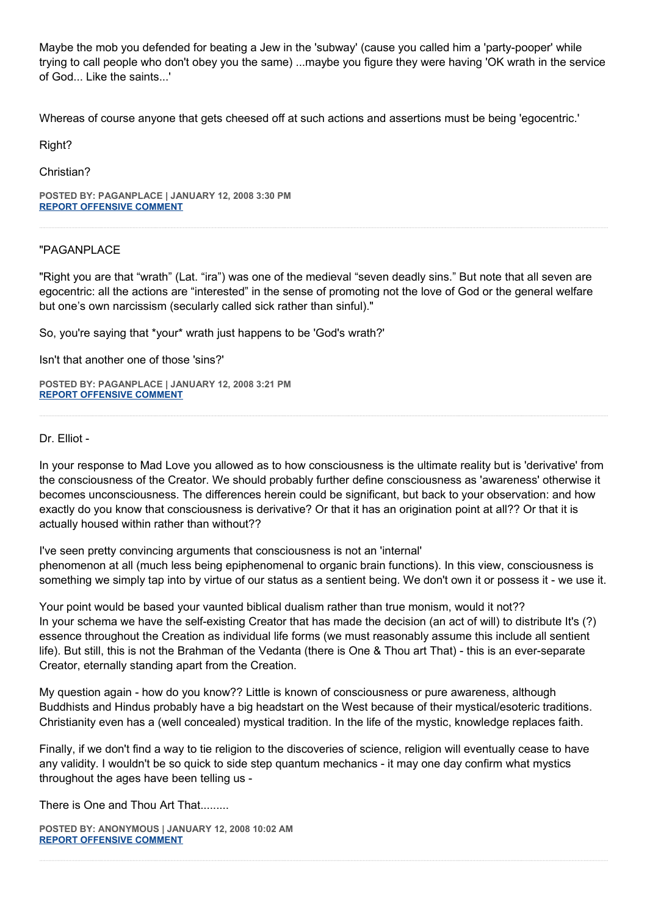Maybe the mob you defended for beating a Jew in the 'subway' (cause you called him a 'party-pooper' while trying to call people who don't obey you the same) ...maybe you figure they were having 'OK wrath in the service of God... Like the saints...'

Whereas of course anyone that gets cheesed off at such actions and assertions must be being 'egocentric.'

Right?

Christian?

**POSTED BY: PAGANPLACE | JANUARY 12, 2008 3:30 PM**
**REPORT OFFENSIVE COMMENT**

---

"PAGANPLACE

"Right you are that “wrath” (Lat. “ira”) was one of the medieval “seven deadly sins.” But note that all seven are egocentric: all the actions are “interested” in the sense of promoting not the love of God or the general welfare but one’s own narcissism (secularly called sick rather than sinful)."

So, you're saying that *your* wrath just happens to be 'God's wrath?'

Isn't that another one of those 'sins?'

**POSTED BY: PAGANPLACE | JANUARY 12, 2008 3:21 PM**
**REPORT OFFENSIVE COMMENT**

---

Dr. Elliot -

In your response to Mad Love you allowed as to how consciousness is the ultimate reality but is 'derivative' from the consciousness of the Creator. We should probably further define consciousness as 'awareness' otherwise it becomes unconsciousness. The differences herein could be significant, but back to your observation: and how exactly do you know that consciousness is derivative? Or that it has an origination point at all?? Or that it is actually housed within rather than without??

I've seen pretty convincing arguments that consciousness is not an 'internal' phenomenon at all (much less being epiphenomenal to organic brain functions). In this view, consciousness is something we simply tap into by virtue of our status as a sentient being. We don't own it or possess it - we use it.

Your point would be based your vaunted biblical dualism rather than true monism, would it not??
In your schema we have the self-existing Creator that has made the decision (an act of will) to distribute It's (?) essence throughout the Creation as individual life forms (we must reasonably assume this include all sentient life). But still, this is not the Brahman of the Vedanta (there is One & Thou art That) - this is an ever-separate Creator, eternally standing apart from the Creation.

My question again - how do you know?? Little is known of consciousness or pure awareness, although Buddhists and Hindus probably have a big headstart on the West because of their mystical/esoteric traditions. Christianity even has a (well concealed) mystical tradition. In the life of the mystic, knowledge replaces faith.

Finally, if we don't find a way to tie religion to the discoveries of science, religion will eventually cease to have any validity. I wouldn't be so quick to side step quantum mechanics - it may one day confirm what mystics throughout the ages have been telling us -

There is One and Thou Art That.........

**POSTED BY: ANONYMOUS | JANUARY 12, 2008 10:02 AM**
**REPORT OFFENSIVE COMMENT**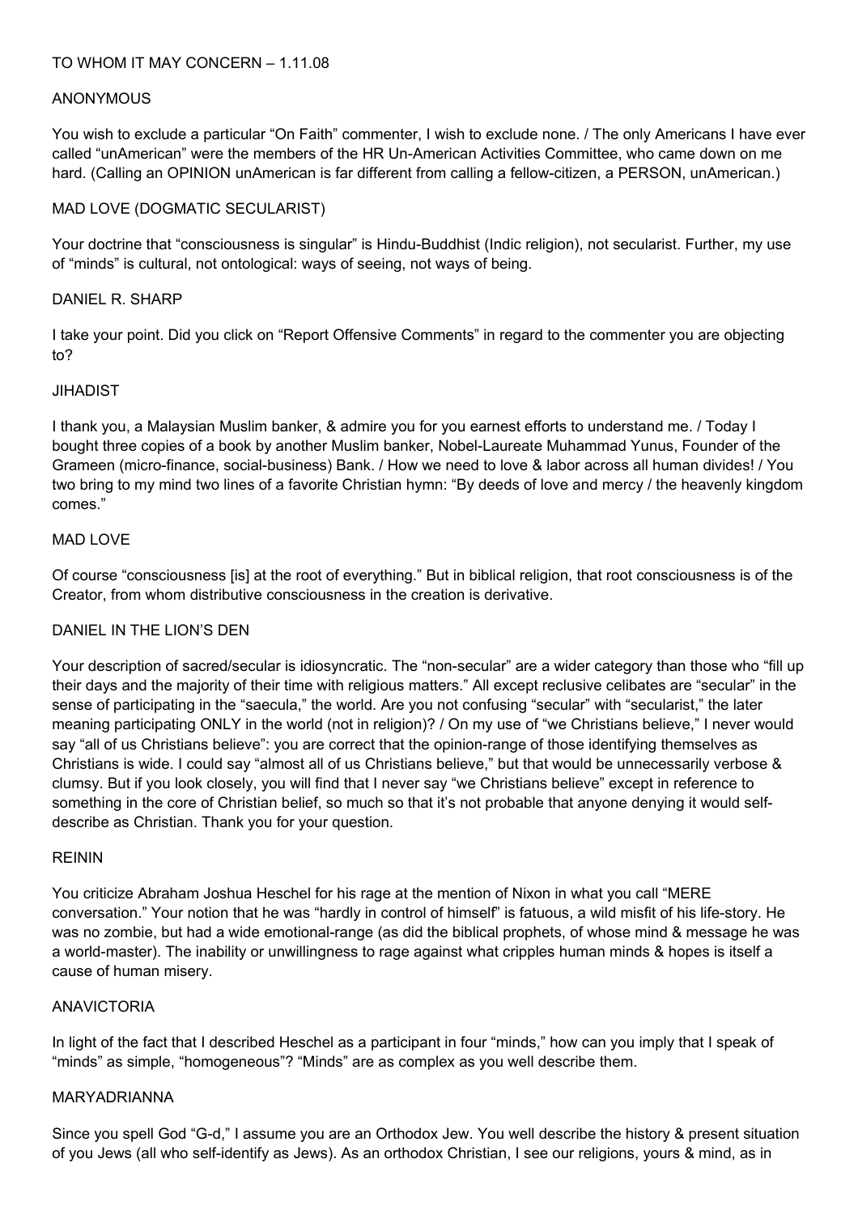TO WHOM IT MAY CONCERN – 1.11.08

ANONYMOUS

You wish to exclude a particular "On Faith" commenter, I wish to exclude none. / The only Americans I have ever called "unAmerican" were the members of the HR Un-American Activities Committee, who came down on me hard. (Calling an OPINION unAmerican is far different from calling a fellow-citizen, a PERSON, unAmerican.)

MAD LOVE (DOGMATIC SECULARIST)

Your doctrine that "consciousness is singular" is Hindu-Buddhist (Indic religion), not secularist. Further, my use of "minds" is cultural, not ontological: ways of seeing, not ways of being.

DANIEL R. SHARP

I take your point. Did you click on "Report Offensive Comments" in regard to the commenter you are objecting to?

JIHADIST

I thank you, a Malaysian Muslim banker, & admire you for you earnest efforts to understand me. / Today I bought three copies of a book by another Muslim banker, Nobel-Laureate Muhammad Yunus, Founder of the Grameen (micro-finance, social-business) Bank. / How we need to love & labor across all human divides! / You two bring to my mind two lines of a favorite Christian hymn: "By deeds of love and mercy / the heavenly kingdom comes."

MAD LOVE

Of course "consciousness [is] at the root of everything." But in biblical religion, that root consciousness is of the Creator, from whom distributive consciousness in the creation is derivative.

DANIEL IN THE LION'S DEN

Your description of sacred/secular is idiosyncratic. The "non-secular" are a wider category than those who "fill up their days and the majority of their time with religious matters." All except reclusive celibates are "secular" in the sense of participating in the "saecula," the world. Are you not confusing "secular" with "secularist," the later meaning participating ONLY in the world (not in religion)? / On my use of "we Christians believe," I never would say "all of us Christians believe": you are correct that the opinion-range of those identifying themselves as Christians is wide. I could say "almost all of us Christians believe," but that would be unnecessarily verbose & clumsy. But if you look closely, you will find that I never say "we Christians believe" except in reference to something in the core of Christian belief, so much so that it's not probable that anyone denying it would self-describe as Christian. Thank you for your question.

REININ

You criticize Abraham Joshua Heschel for his rage at the mention of Nixon in what you call "MERE conversation." Your notion that he was "hardly in control of himself" is fatuous, a wild misfit of his life-story. He was no zombie, but had a wide emotional-range (as did the biblical prophets, of whose mind & message he was a world-master). The inability or unwillingness to rage against what cripples human minds & hopes is itself a cause of human misery.

ANAVICTORIA

In light of the fact that I described Heschel as a participant in four "minds," how can you imply that I speak of "minds" as simple, "homogeneous"? "Minds" are as complex as you well describe them.

MARYADRIANNA

Since you spell God "G-d," I assume you are an Orthodox Jew. You well describe the history & present situation of you Jews (all who self-identify as Jews). As an orthodox Christian, I see our religions, yours & mind, as in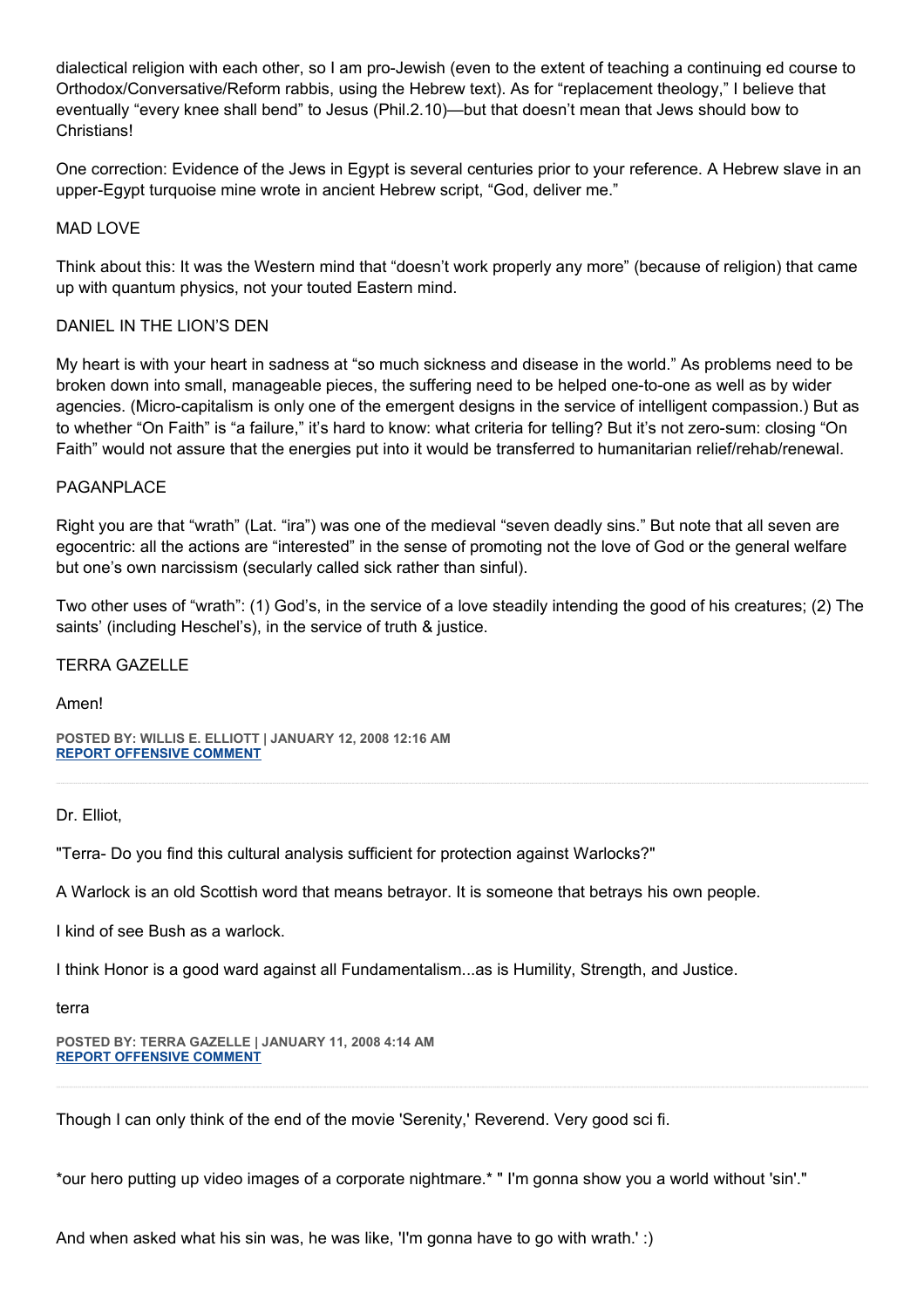dialectical religion with each other, so I am pro-Jewish (even to the extent of teaching a continuing ed course to Orthodox/Conservative/Reform rabbis, using the Hebrew text). As for "replacement theology," I believe that eventually "every knee shall bend" to Jesus (Phil.2.10)—but that doesn't mean that Jews should bow to Christians!

One correction: Evidence of the Jews in Egypt is several centuries prior to your reference. A Hebrew slave in an upper-Egypt turquoise mine wrote in ancient Hebrew script, "God, deliver me."

MAD LOVE

Think about this: It was the Western mind that "doesn't work properly any more" (because of religion) that came up with quantum physics, not your touted Eastern mind.

DANIEL IN THE LION'S DEN

My heart is with your heart in sadness at "so much sickness and disease in the world." As problems need to be broken down into small, manageable pieces, the suffering need to be helped one-to-one as well as by wider agencies. (Micro-capitalism is only one of the emergent designs in the service of intelligent compassion.) But as to whether "On Faith" is "a failure," it's hard to know: what criteria for telling? But it's not zero-sum: closing "On Faith" would not assure that the energies put into it would be transferred to humanitarian relief/rehab/renewal.

PAGANPLACE

Right you are that "wrath" (Lat. "ira") was one of the medieval "seven deadly sins." But note that all seven are egocentric: all the actions are "interested" in the sense of promoting not the love of God or the general welfare but one's own narcissism (secularly called sick rather than sinful).

Two other uses of "wrath": (1) God's, in the service of a love steadily intending the good of his creatures; (2) The saints' (including Heschel's), in the service of truth & justice.

TERRA GAZELLE

Amen!

**POSTED BY: WILLIS E. ELLIOTT | JANUARY 12, 2008 12:16 AM**
**REPORT OFFENSIVE COMMENT**

---

Dr. Elliot,

"Terra- Do you find this cultural analysis sufficient for protection against Warlocks?"

A Warlock is an old Scottish word that means betrayor. It is someone that betrays his own people.

I kind of see Bush as a warlock.

I think Honor is a good ward against all Fundamentalism...as is Humility, Strength, and Justice.

terra

**POSTED BY: TERRA GAZELLE | JANUARY 11, 2008 4:14 AM**
**REPORT OFFENSIVE COMMENT**

---

Though I can only think of the end of the movie 'Serenity,' Reverend. Very good sci fi.

*our hero putting up video images of a corporate nightmare.* " I'm gonna show you a world without 'sin'."

And when asked what his sin was, he was like, 'I'm gonna have to go with wrath.' :)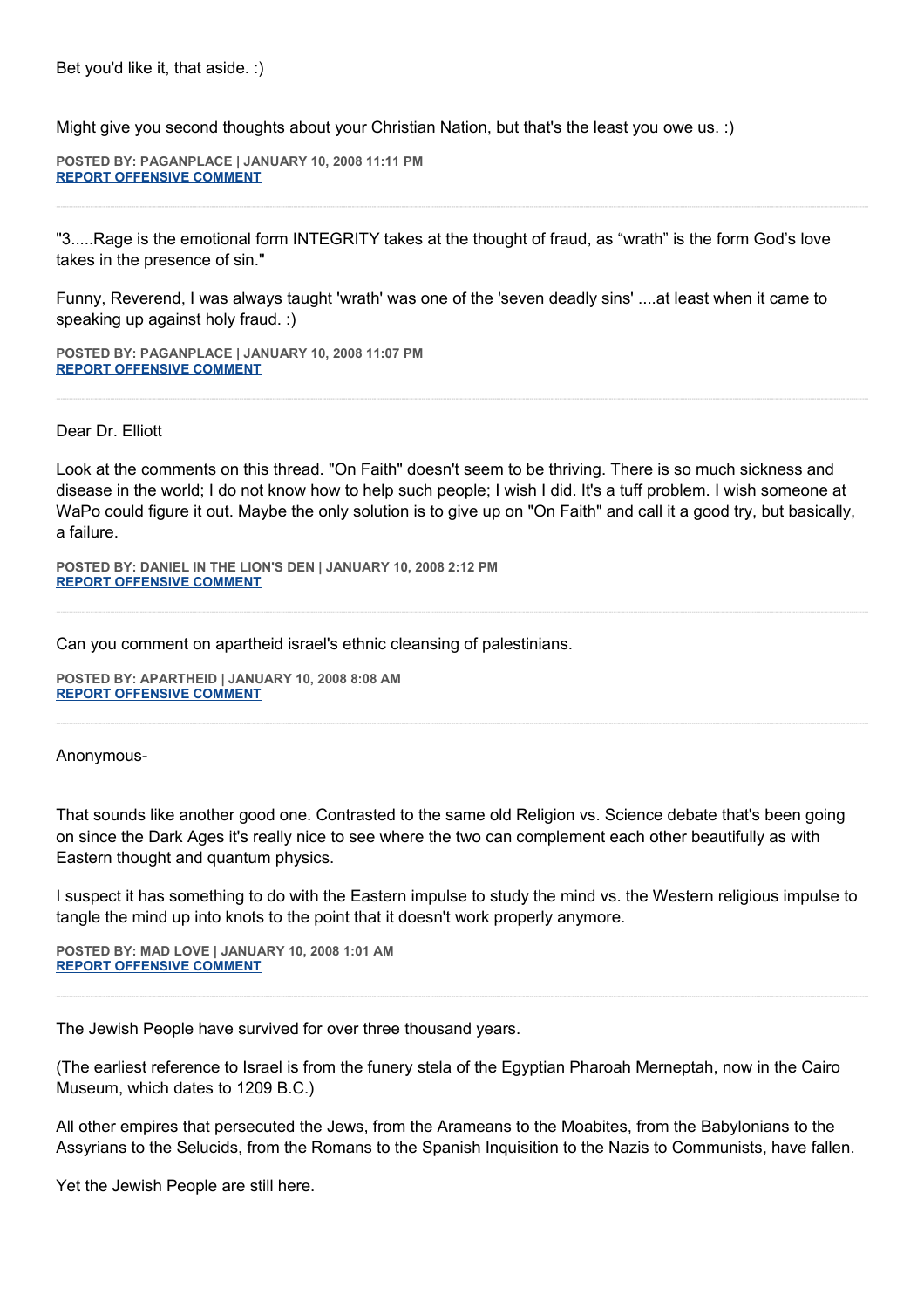Bet you'd like it, that aside. :)

Might give you second thoughts about your Christian Nation, but that's the least you owe us. :)

**POSTED BY: PAGANPLACE | JANUARY 10, 2008 11:11 PM**
**REPORT OFFENSIVE COMMENT**

---

"3.....Rage is the emotional form INTEGRITY takes at the thought of fraud, as "wrath" is the form God's love takes in the presence of sin."

Funny, Reverend, I was always taught 'wrath' was one of the 'seven deadly sins' ....at least when it came to speaking up against holy fraud. :)

**POSTED BY: PAGANPLACE | JANUARY 10, 2008 11:07 PM**
**REPORT OFFENSIVE COMMENT**

---

Dear Dr. Elliott

Look at the comments on this thread. "On Faith" doesn't seem to be thriving. There is so much sickness and disease in the world; I do not know how to help such people; I wish I did. It's a tuff problem. I wish someone at WaPo could figure it out. Maybe the only solution is to give up on "On Faith" and call it a good try, but basically, a failure.

**POSTED BY: DANIEL IN THE LION'S DEN | JANUARY 10, 2008 2:12 PM**
**REPORT OFFENSIVE COMMENT**

---

Can you comment on apartheid israel's ethnic cleansing of palestinians.

**POSTED BY: APARTHEID | JANUARY 10, 2008 8:08 AM**
**REPORT OFFENSIVE COMMENT**

---

Anonymous-

That sounds like another good one. Contrasted to the same old Religion vs. Science debate that's been going on since the Dark Ages it's really nice to see where the two can complement each other beautifully as with Eastern thought and quantum physics.

I suspect it has something to do with the Eastern impulse to study the mind vs. the Western religious impulse to tangle the mind up into knots to the point that it doesn't work properly anymore.

**POSTED BY: MAD LOVE | JANUARY 10, 2008 1:01 AM**
**REPORT OFFENSIVE COMMENT**

---

The Jewish People have survived for over three thousand years.

(The earliest reference to Israel is from the funery stela of the Egyptian Pharoah Merneptah, now in the Cairo Museum, which dates to 1209 B.C.)

All other empires that persecuted the Jews, from the Arameans to the Moabites, from the Babylonians to the Assyrians to the Selucids, from the Romans to the Spanish Inquisition to the Nazis to Communists, have fallen.

Yet the Jewish People are still here.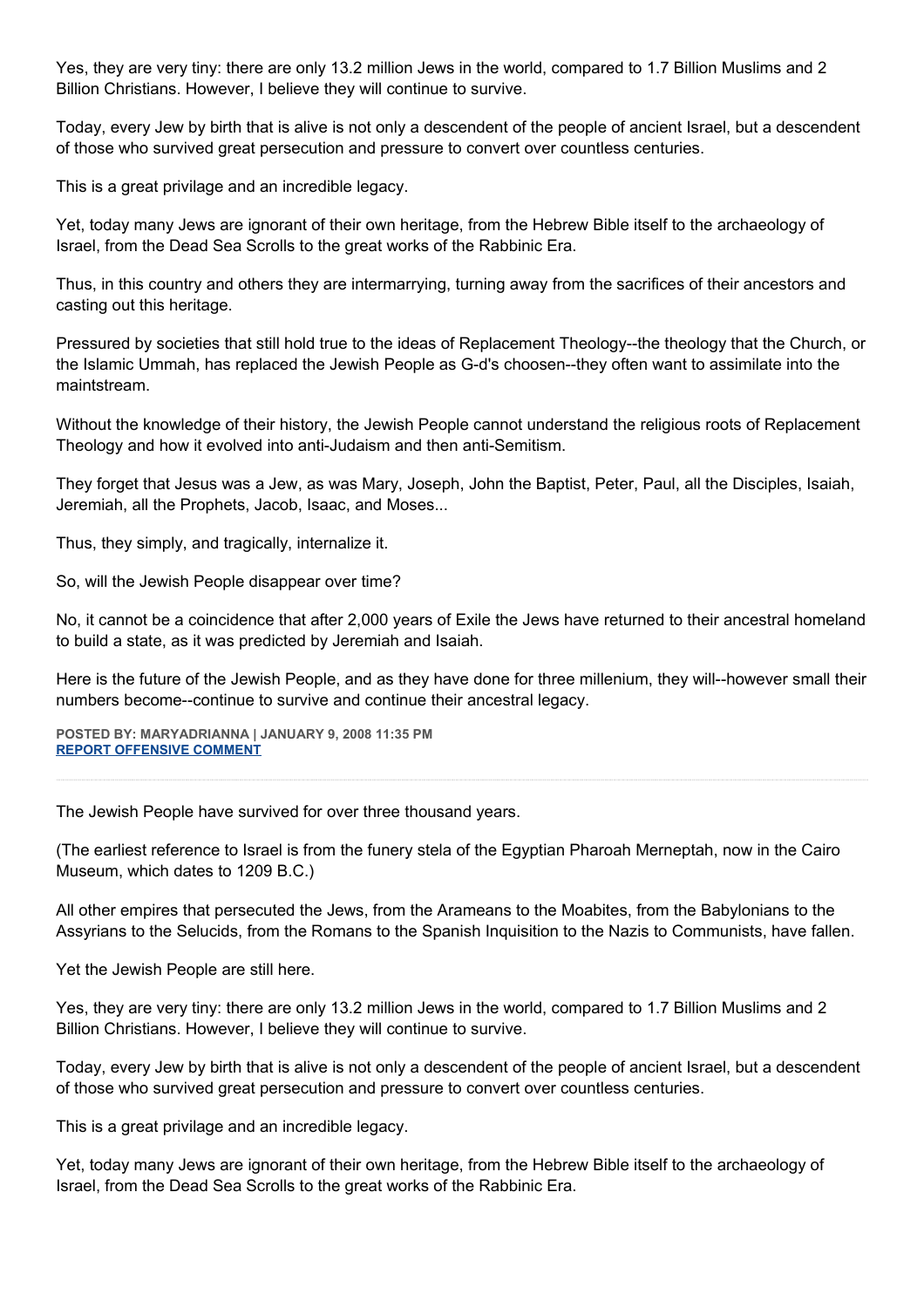Yes, they are very tiny: there are only 13.2 million Jews in the world, compared to 1.7 Billion Muslims and 2 Billion Christians. However, I believe they will continue to survive.

Today, every Jew by birth that is alive is not only a descendent of the people of ancient Israel, but a descendent of those who survived great persecution and pressure to convert over countless centuries.

This is a great privilage and an incredible legacy.

Yet, today many Jews are ignorant of their own heritage, from the Hebrew Bible itself to the archaeology of Israel, from the Dead Sea Scrolls to the great works of the Rabbinic Era.

Thus, in this country and others they are intermarrying, turning away from the sacrifices of their ancestors and casting out this heritage.

Pressured by societies that still hold true to the ideas of Replacement Theology--the theology that the Church, or the Islamic Ummah, has replaced the Jewish People as G-d's choosen--they often want to assimilate into the maintstream.

Without the knowledge of their history, the Jewish People cannot understand the religious roots of Replacement Theology and how it evolved into anti-Judaism and then anti-Semitism.

They forget that Jesus was a Jew, as was Mary, Joseph, John the Baptist, Peter, Paul, all the Disciples, Isaiah, Jeremiah, all the Prophets, Jacob, Isaac, and Moses...

Thus, they simply, and tragically, internalize it.

So, will the Jewish People disappear over time?

No, it cannot be a coincidence that after 2,000 years of Exile the Jews have returned to their ancestral homeland to build a state, as it was predicted by Jeremiah and Isaiah.

Here is the future of the Jewish People, and as they have done for three millenium, they will--however small their numbers become--continue to survive and continue their ancestral legacy.

**POSTED BY: MARYADRIANNA | JANUARY 9, 2008 11:35 PM**
**REPORT OFFENSIVE COMMENT**

---

The Jewish People have survived for over three thousand years.

(The earliest reference to Israel is from the funery stela of the Egyptian Pharoah Merneptah, now in the Cairo Museum, which dates to 1209 B.C.)

All other empires that persecuted the Jews, from the Arameans to the Moabites, from the Babylonians to the Assyrians to the Selucids, from the Romans to the Spanish Inquisition to the Nazis to Communists, have fallen.

Yet the Jewish People are still here.

Yes, they are very tiny: there are only 13.2 million Jews in the world, compared to 1.7 Billion Muslims and 2 Billion Christians. However, I believe they will continue to survive.

Today, every Jew by birth that is alive is not only a descendent of the people of ancient Israel, but a descendent of those who survived great persecution and pressure to convert over countless centuries.

This is a great privilage and an incredible legacy.

Yet, today many Jews are ignorant of their own heritage, from the Hebrew Bible itself to the archaeology of Israel, from the Dead Sea Scrolls to the great works of the Rabbinic Era.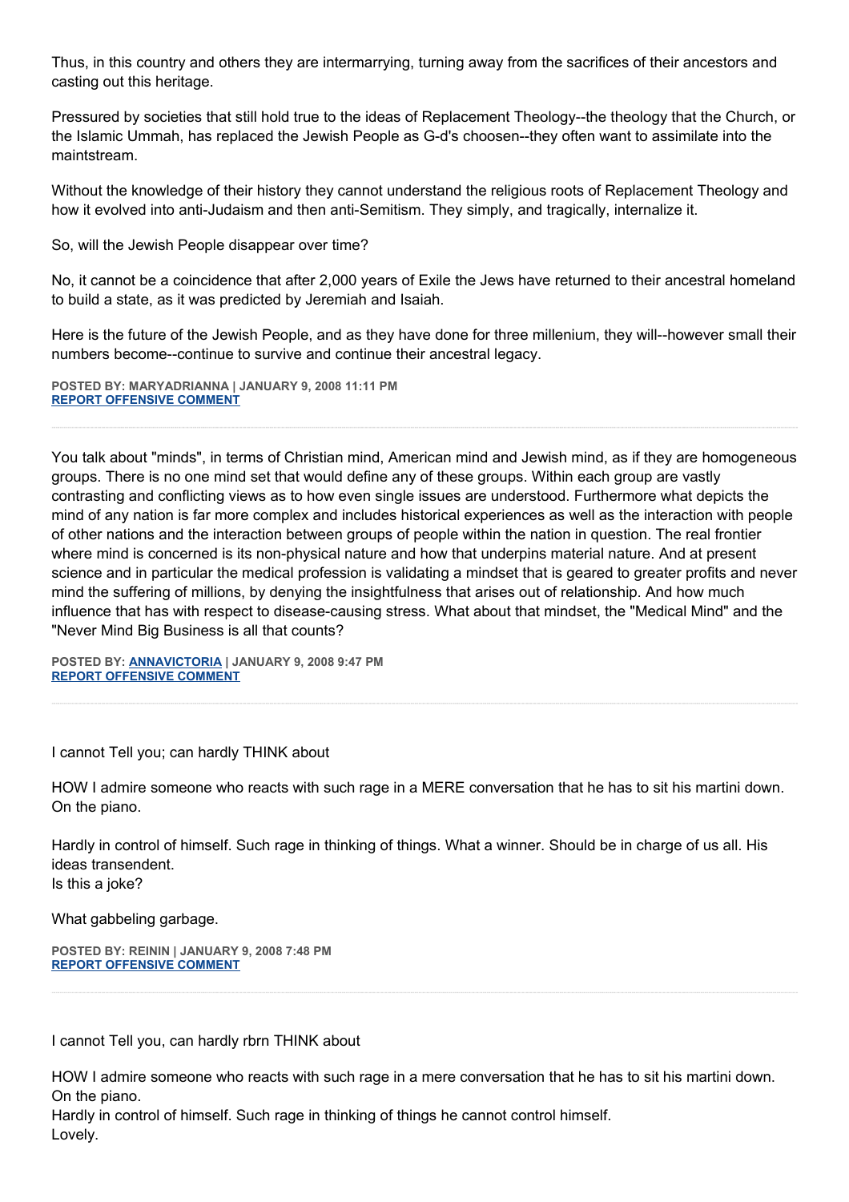Thus, in this country and others they are intermarrying, turning away from the sacrifices of their ancestors and casting out this heritage.

Pressured by societies that still hold true to the ideas of Replacement Theology--the theology that the Church, or the Islamic Ummah, has replaced the Jewish People as G-d's choosen--they often want to assimilate into the maintstream.

Without the knowledge of their history they cannot understand the religious roots of Replacement Theology and how it evolved into anti-Judaism and then anti-Semitism. They simply, and tragically, internalize it.

So, will the Jewish People disappear over time?

No, it cannot be a coincidence that after 2,000 years of Exile the Jews have returned to their ancestral homeland to build a state, as it was predicted by Jeremiah and Isaiah.

Here is the future of the Jewish People, and as they have done for three millenium, they will--however small their numbers become--continue to survive and continue their ancestral legacy.

**POSTED BY: MARYADRIANNA | JANUARY 9, 2008 11:11 PM**
**REPORT OFFENSIVE COMMENT**

---

You talk about "minds", in terms of Christian mind, American mind and Jewish mind, as if they are homogeneous groups. There is no one mind set that would define any of these groups. Within each group are vastly contrasting and conflicting views as to how even single issues are understood. Furthermore what depicts the mind of any nation is far more complex and includes historical experiences as well as the interaction with people of other nations and the interaction between groups of people within the nation in question. The real frontier where mind is concerned is its non-physical nature and how that underpins material nature. And at present science and in particular the medical profession is validating a mindset that is geared to greater profits and never mind the suffering of millions, by denying the insightfulness that arises out of relationship. And how much influence that has with respect to disease-causing stress. What about that mindset, the "Medical Mind" and the "Never Mind Big Business is all that counts?

**POSTED BY: ANNAVICTORIA | JANUARY 9, 2008 9:47 PM**
**REPORT OFFENSIVE COMMENT**

---

I cannot Tell you; can hardly THINK about

HOW I admire someone who reacts with such rage in a MERE conversation that he has to sit his martini down. On the piano.

Hardly in control of himself. Such rage in thinking of things. What a winner. Should be in charge of us all. His ideas transendent.
Is this a joke?

What gabbeling garbage.

**POSTED BY: REININ | JANUARY 9, 2008 7:48 PM**
**REPORT OFFENSIVE COMMENT**

---

I cannot Tell you, can hardly rbrn THINK about

HOW I admire someone who reacts with such rage in a mere conversation that he has to sit his martini down. On the piano.
Hardly in control of himself. Such rage in thinking of things he cannot control himself.
Lovely.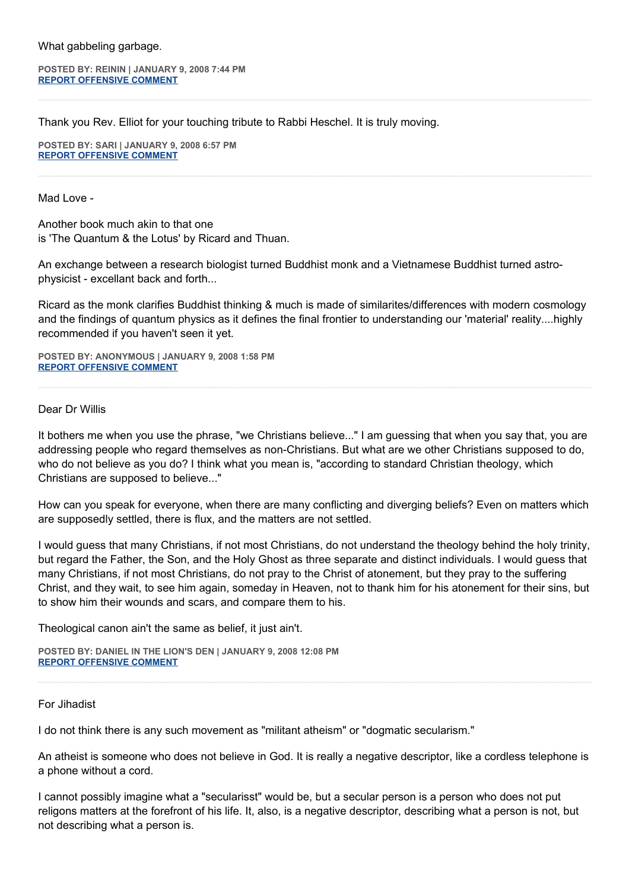What gabbeling garbage.

**POSTED BY: REININ | JANUARY 9, 2008 7:44 PM**
**REPORT OFFENSIVE COMMENT**

---

Thank you Rev. Elliot for your touching tribute to Rabbi Heschel. It is truly moving.

**POSTED BY: SARI | JANUARY 9, 2008 6:57 PM**
**REPORT OFFENSIVE COMMENT**

---

Mad Love -

Another book much akin to that one
is 'The Quantum & the Lotus' by Ricard and Thuan.

An exchange between a research biologist turned Buddhist monk and a Vietnamese Buddhist turned astro-physicist - excellant back and forth...

Ricard as the monk clarifies Buddhist thinking & much is made of similarites/differences with modern cosmology and the findings of quantum physics as it defines the final frontier to understanding our 'material' reality....highly recommended if you haven't seen it yet.

**POSTED BY: ANONYMOUS | JANUARY 9, 2008 1:58 PM**
**REPORT OFFENSIVE COMMENT**

---

Dear Dr Willis

It bothers me when you use the phrase, "we Christians believe..." I am guessing that when you say that, you are addressing people who regard themselves as non-Christians. But what are we other Christians supposed to do, who do not believe as you do? I think what you mean is, "according to standard Christian theology, which Christians are supposed to believe..."

How can you speak for everyone, when there are many conflicting and diverging beliefs? Even on matters which are supposedly settled, there is flux, and the matters are not settled.

I would guess that many Christians, if not most Christians, do not understand the theology behind the holy trinity, but regard the Father, the Son, and the Holy Ghost as three separate and distinct individuals. I would guess that many Christians, if not most Christians, do not pray to the Christ of atonement, but they pray to the suffering Christ, and they wait, to see him again, someday in Heaven, not to thank him for his atonement for their sins, but to show him their wounds and scars, and compare them to his.

Theological canon ain't the same as belief, it just ain't.

**POSTED BY: DANIEL IN THE LION'S DEN | JANUARY 9, 2008 12:08 PM**
**REPORT OFFENSIVE COMMENT**

---

For Jihadist

I do not think there is any such movement as "militant atheism" or "dogmatic secularism."

An atheist is someone who does not believe in God. It is really a negative descriptor, like a cordless telephone is a phone without a cord.

I cannot possibly imagine what a "secularisst" would be, but a secular person is a person who does not put religons matters at the forefront of his life. It, also, is a negative descriptor, describing what a person is not, but not describing what a person is.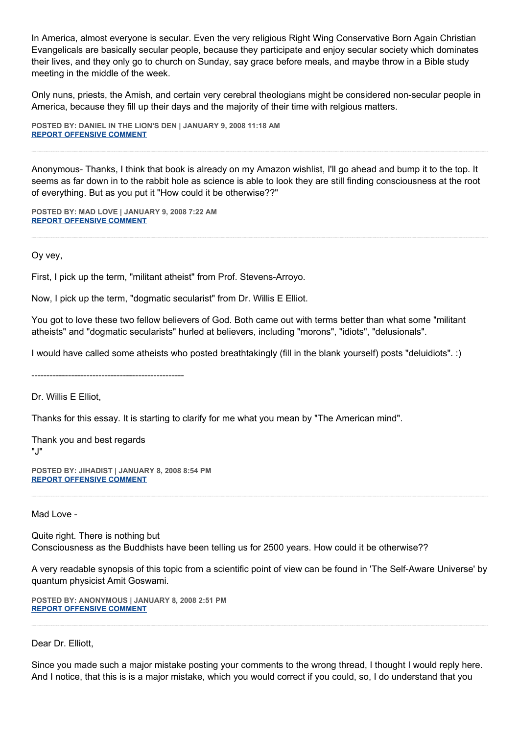In America, almost everyone is secular. Even the very religious Right Wing Conservative Born Again Christian Evangelicals are basically secular people, because they participate and enjoy secular society which dominates their lives, and they only go to church on Sunday, say grace before meals, and maybe throw in a Bible study meeting in the middle of the week.

Only nuns, priests, the Amish, and certain very cerebral theologians might be considered non-secular people in America, because they fill up their days and the majority of their time with relgious matters.

**POSTED BY: DANIEL IN THE LION'S DEN | JANUARY 9, 2008 11:18 AM**
**REPORT OFFENSIVE COMMENT**

---

Anonymous- Thanks, I think that book is already on my Amazon wishlist, I'll go ahead and bump it to the top. It seems as far down in to the rabbit hole as science is able to look they are still finding consciousness at the root of everything. But as you put it "How could it be otherwise??"

**POSTED BY: MAD LOVE | JANUARY 9, 2008 7:22 AM**
**REPORT OFFENSIVE COMMENT**

---

Oy vey,

First, I pick up the term, "militant atheist" from Prof. Stevens-Arroyo.

Now, I pick up the term, "dogmatic secularist" from Dr. Willis E Elliot.

You got to love these two fellow believers of God. Both came out with terms better than what some "militant atheists" and "dogmatic secularists" hurled at believers, including "morons", "idiots", "delusionals".

I would have called some atheists who posted breathtakingly (fill in the blank yourself) posts "deluidiots". :)

---------------------------------------------------

Dr. Willis E Elliot,

Thanks for this essay. It is starting to clarify for me what you mean by "The American mind".

Thank you and best regards
"J"

**POSTED BY: JIHADIST | JANUARY 8, 2008 8:54 PM**
**REPORT OFFENSIVE COMMENT**

---

Mad Love -

Quite right. There is nothing but
Consciousness as the Buddhists have been telling us for 2500 years. How could it be otherwise??

A very readable synopsis of this topic from a scientific point of view can be found in 'The Self-Aware Universe' by quantum physicist Amit Goswami.

**POSTED BY: ANONYMOUS | JANUARY 8, 2008 2:51 PM**
**REPORT OFFENSIVE COMMENT**

---

Dear Dr. Elliott,

Since you made such a major mistake posting your comments to the wrong thread, I thought I would reply here. And I notice, that this is is a major mistake, which you would correct if you could, so, I do understand that you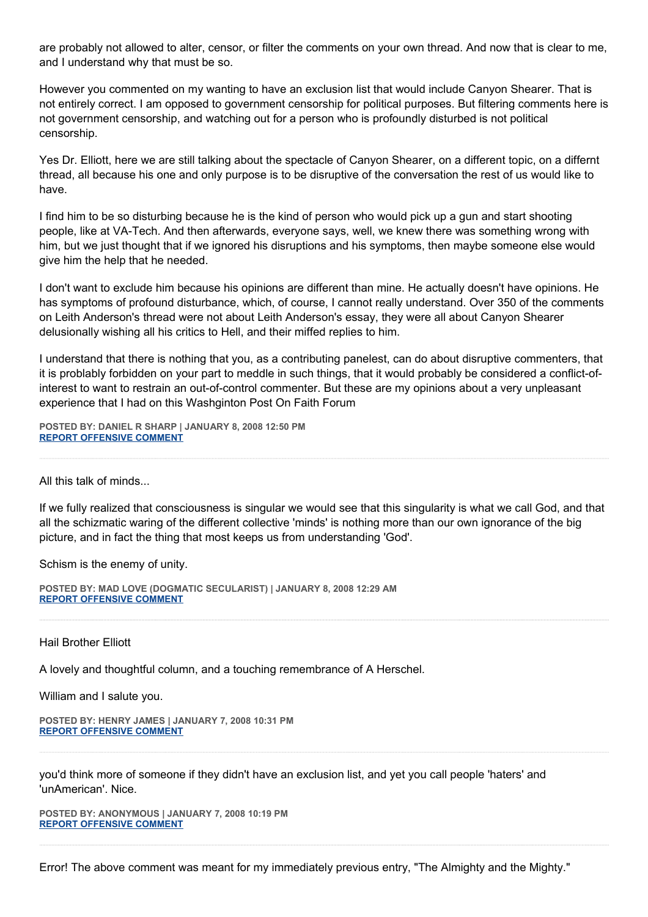are probably not allowed to alter, censor, or filter the comments on your own thread. And now that is clear to me, and I understand why that must be so.

However you commented on my wanting to have an exclusion list that would include Canyon Shearer. That is not entirely correct. I am opposed to government censorship for political purposes. But filtering comments here is not government censorship, and watching out for a person who is profoundly disturbed is not political censorship.

Yes Dr. Elliott, here we are still talking about the spectacle of Canyon Shearer, on a different topic, on a differnt thread, all because his one and only purpose is to be disruptive of the conversation the rest of us would like to have.

I find him to be so disturbing because he is the kind of person who would pick up a gun and start shooting people, like at VA-Tech. And then afterwards, everyone says, well, we knew there was something wrong with him, but we just thought that if we ignored his disruptions and his symptoms, then maybe someone else would give him the help that he needed.

I don't want to exclude him because his opinions are different than mine. He actually doesn't have opinions. He has symptoms of profound disturbance, which, of course, I cannot really understand. Over 350 of the comments on Leith Anderson's thread were not about Leith Anderson's essay, they were all about Canyon Shearer delusionally wishing all his critics to Hell, and their miffed replies to him.

I understand that there is nothing that you, as a contributing panelest, can do about disruptive commenters, that it is problably forbidden on your part to meddle in such things, that it would probably be considered a conflict-of-interest to want to restrain an out-of-control commenter. But these are my opinions about a very unpleasant experience that I had on this Washginton Post On Faith Forum

**POSTED BY: DANIEL R SHARP | JANUARY 8, 2008 12:50 PM**
**REPORT OFFENSIVE COMMENT**

---

All this talk of minds...

If we fully realized that consciousness is singular we would see that this singularity is what we call God, and that all the schizmatic waring of the different collective 'minds' is nothing more than our own ignorance of the big picture, and in fact the thing that most keeps us from understanding 'God'.

Schism is the enemy of unity.

**POSTED BY: MAD LOVE (DOGMATIC SECULARIST) | JANUARY 8, 2008 12:29 AM**
**REPORT OFFENSIVE COMMENT**

---

Hail Brother Elliott

A lovely and thoughtful column, and a touching remembrance of A Herschel.

William and I salute you.

**POSTED BY: HENRY JAMES | JANUARY 7, 2008 10:31 PM**
**REPORT OFFENSIVE COMMENT**

---

you'd think more of someone if they didn't have an exclusion list, and yet you call people 'haters' and 'unAmerican'. Nice.

**POSTED BY: ANONYMOUS | JANUARY 7, 2008 10:19 PM**
**REPORT OFFENSIVE COMMENT**

---

Error! The above comment was meant for my immediately previous entry, "The Almighty and the Mighty."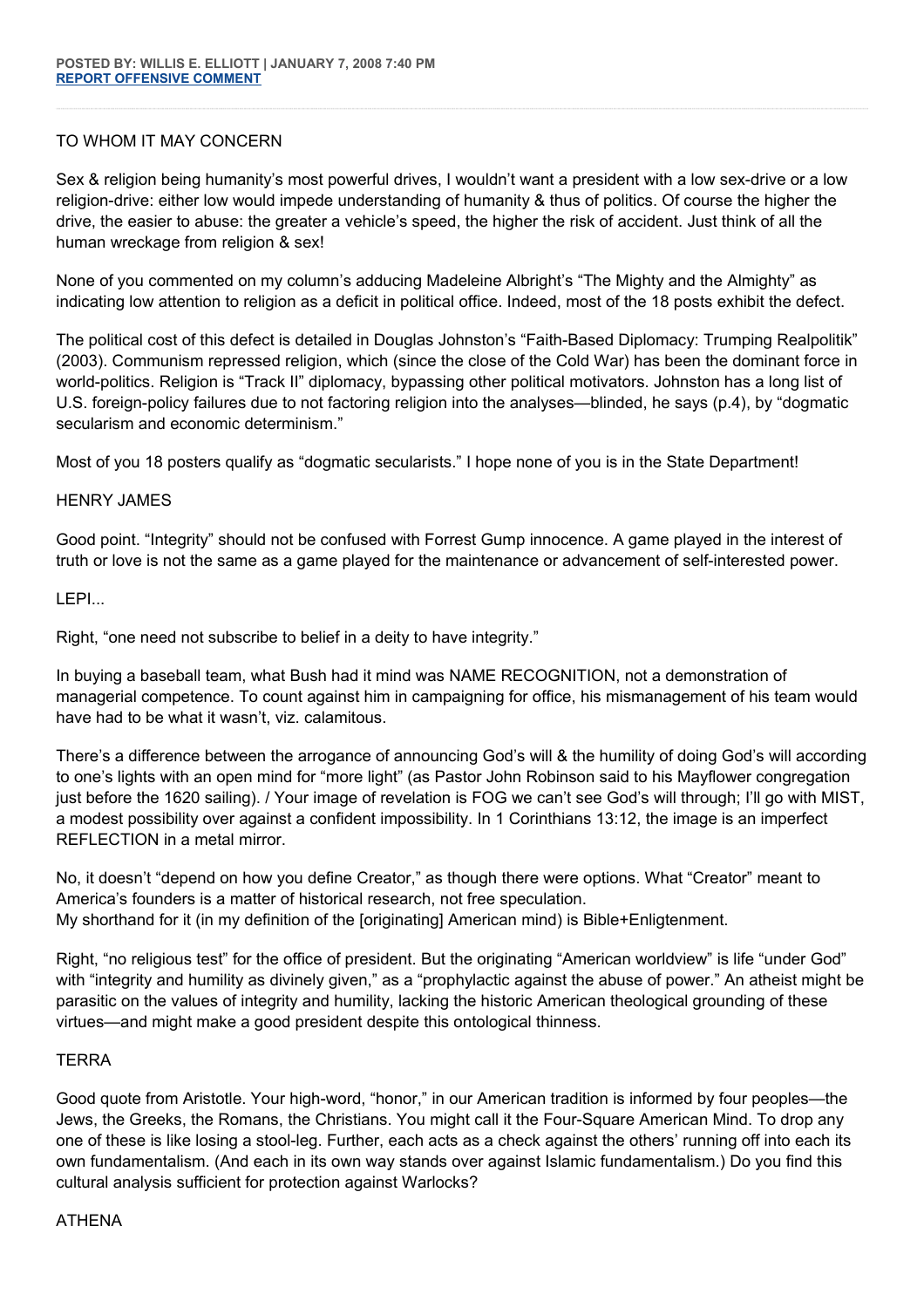**POSTED BY: WILLIS E. ELLIOTT | JANUARY 7, 2008 7:40 PM**
**REPORT OFFENSIVE COMMENT**

TO WHOM IT MAY CONCERN

Sex & religion being humanity's most powerful drives, I wouldn't want a president with a low sex-drive or a low religion-drive: either low would impede understanding of humanity & thus of politics. Of course the higher the drive, the easier to abuse: the greater a vehicle's speed, the higher the risk of accident. Just think of all the human wreckage from religion & sex!

None of you commented on my column's adducing Madeleine Albright's "The Mighty and the Almighty" as indicating low attention to religion as a deficit in political office. Indeed, most of the 18 posts exhibit the defect.

The political cost of this defect is detailed in Douglas Johnston's "Faith-Based Diplomacy: Trumping Realpolitik" (2003). Communism repressed religion, which (since the close of the Cold War) has been the dominant force in world-politics. Religion is "Track II" diplomacy, bypassing other political motivators. Johnston has a long list of U.S. foreign-policy failures due to not factoring religion into the analyses—blinded, he says (p.4), by "dogmatic secularism and economic determinism."

Most of you 18 posters qualify as "dogmatic secularists." I hope none of you is in the State Department!

HENRY JAMES

Good point. "Integrity" should not be confused with Forrest Gump innocence. A game played in the interest of truth or love is not the same as a game played for the maintenance or advancement of self-interested power.

LEPI...

Right, "one need not subscribe to belief in a deity to have integrity."

In buying a baseball team, what Bush had it mind was NAME RECOGNITION, not a demonstration of managerial competence. To count against him in campaigning for office, his mismanagement of his team would have had to be what it wasn't, viz. calamitous.

There's a difference between the arrogance of announcing God's will & the humility of doing God's will according to one's lights with an open mind for "more light" (as Pastor John Robinson said to his Mayflower congregation just before the 1620 sailing). / Your image of revelation is FOG we can't see God's will through; I'll go with MIST, a modest possibility over against a confident impossibility. In 1 Corinthians 13:12, the image is an imperfect REFLECTION in a metal mirror.

No, it doesn't "depend on how you define Creator," as though there were options. What "Creator" meant to America's founders is a matter of historical research, not free speculation.
My shorthand for it (in my definition of the [originating] American mind) is Bible+Enligtenment.

Right, "no religious test" for the office of president. But the originating "American worldview" is life "under God" with "integrity and humility as divinely given," as a "prophylactic against the abuse of power." An atheist might be parasitic on the values of integrity and humility, lacking the historic American theological grounding of these virtues—and might make a good president despite this ontological thinness.

TERRA

Good quote from Aristotle. Your high-word, "honor," in our American tradition is informed by four peoples—the Jews, the Greeks, the Romans, the Christians. You might call it the Four-Square American Mind. To drop any one of these is like losing a stool-leg. Further, each acts as a check against the others' running off into each its own fundamentalism. (And each in its own way stands over against Islamic fundamentalism.) Do you find this cultural analysis sufficient for protection against Warlocks?

ATHENA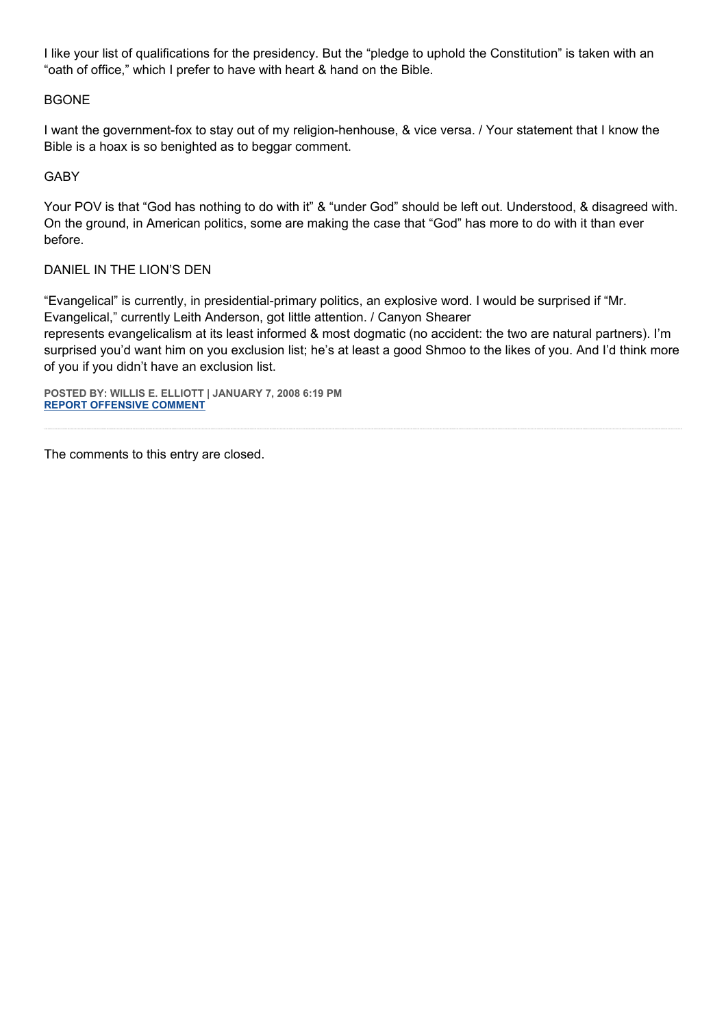I like your list of qualifications for the presidency. But the "pledge to uphold the Constitution" is taken with an "oath of office," which I prefer to have with heart & hand on the Bible.

BGONE

I want the government-fox to stay out of my religion-henhouse, & vice versa. / Your statement that I know the Bible is a hoax is so benighted as to beggar comment.

GABY

Your POV is that "God has nothing to do with it" & "under God" should be left out. Understood, & disagreed with. On the ground, in American politics, some are making the case that "God" has more to do with it than ever before.

DANIEL IN THE LION'S DEN

"Evangelical" is currently, in presidential-primary politics, an explosive word. I would be surprised if "Mr. Evangelical," currently Leith Anderson, got little attention. / Canyon Shearer
represents evangelicalism at its least informed & most dogmatic (no accident: the two are natural partners). I'm surprised you'd want him on you exclusion list; he's at least a good Shmoo to the likes of you. And I'd think more of you if you didn't have an exclusion list.

**POSTED BY: WILLIS E. ELLIOTT | JANUARY 7, 2008 6:19 PM**
**REPORT OFFENSIVE COMMENT**

---

The comments to this entry are closed.